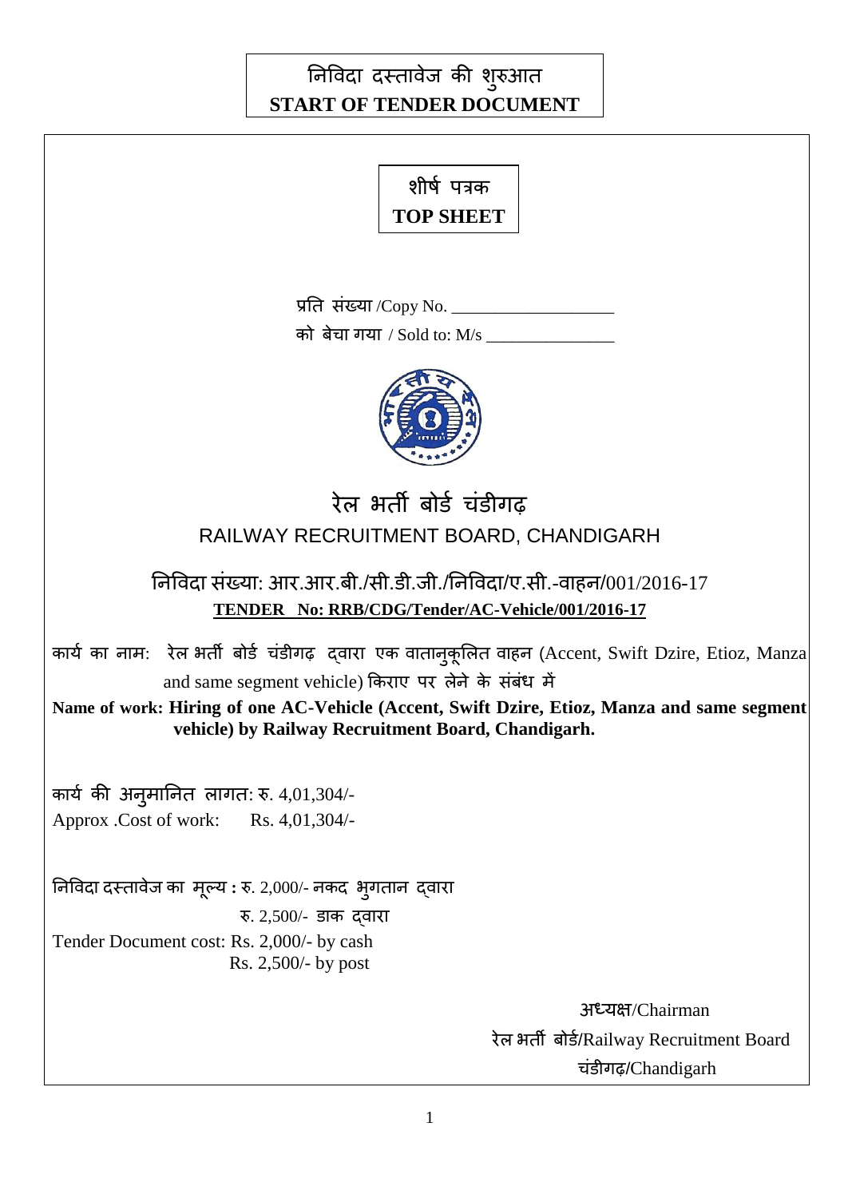# निविदा दस्तावेज की शुरुआत
# START OF TENDER DOCUMENT

## शीर्ष पत्रक
## TOP SHEET

प्रति संख्या /Copy No. ___________________

को बेचा गया / Sold to: M/s _______________

# रेल भर्ती बोर्ड चंडीगढ़
# RAILWAY RECRUITMENT BOARD, CHANDIGARH

निविदा संख्या: आर.आर.बी./सी.डी.जी./निविदा/ए.सी.-वाहन/001/2016-17

**TENDER No: RRB/CDG/Tender/AC-Vehicle/001/2016-17**

कार्य का नाम: रेल भर्ती बोर्ड चंडीगढ़ द्वारा एक वातानुकूलित वाहन (Accent, Swift Dzire, Etioz, Manza and same segment vehicle) किराए पर लेने के संबंध में

**Name of work: Hiring of one AC-Vehicle (Accent, Swift Dzire, Etioz, Manza and same segment vehicle) by Railway Recruitment Board, Chandigarh.**

कार्य की अनुमानित लागत: रु. 4,01,304/-

Approx .Cost of work: Rs. 4,01,304/-

निविदा दस्तावेज का मूल्य : रु. 2,000/- नकद भुगतान द्वारा
रु. 2,500/- डाक द्वारा

Tender Document cost: Rs. 2,000/- by cash
Rs. 2,500/- by post

अध्यक्ष/Chairman
रेल भर्ती बोर्ड/Railway Recruitment Board
चंडीगढ़/Chandigarh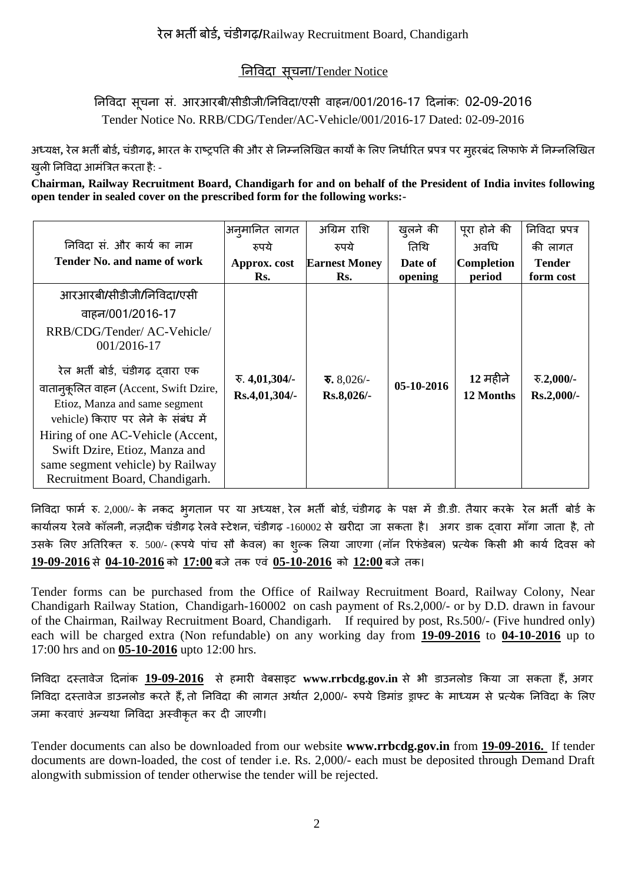## रेल भर्ती बोर्ड, चंडीगढ़/Railway Recruitment Board, Chandigarh

### निविदा सूचना/Tender Notice

निविदा सूचना सं. आरआरबी/सीडीजी/निविदा/एसी वाहन/001/2016-17 दिनांक: 02-09-2016

Tender Notice No. RRB/CDG/Tender/AC-Vehicle/001/2016-17 Dated: 02-09-2016

अध्यक्ष, रेल भर्ती बोर्ड, चंडीगढ़, भारत के राष्ट्रपति की और से निम्नलिखित कार्यो के लिए निर्धारित प्रपत्र पर मुहरबंद लिफाफे में निम्नलिखित खुली निविदा आमंत्रित करता है: -

**Chairman, Railway Recruitment Board, Chandigarh for and on behalf of the President of India invites following open tender in sealed cover on the prescribed form for the following works:-**

| निविदा सं. और कार्य का नाम **Tender No. and name of work** | अनुमानित लागत रुपये **Approx. cost Rs.** | अग्रिम राशि रुपये **Earnest Money Rs.** | खुलने की तिथि **Date of opening** | पूरा होने की अवधि **Completion period** | निविदा प्रपत्र की लागत **Tender form cost** |
|---|---|---|---|---|---|
| आरआरबी/सीडीजी/निविदा/एसी वाहन/001/2016-17<br>RRB/CDG/Tender/ AC-Vehicle/ 001/2016-17<br>रेल भर्ती बोर्ड, चंडीगढ़ द्वारा एक वातानुकूलित वाहन (Accent, Swift Dzire, Etioz, Manza and same segment vehicle) किराए पर लेने के संबंध में<br>Hiring of one AC-Vehicle (Accent, Swift Dzire, Etioz, Manza and same segment vehicle) by Railway Recruitment Board, Chandigarh. | रु. **4,01,304/-**<br>**Rs.4,01,304/-** | **रु.** 8,026/-<br>**Rs.8,026/-** | **05-10-2016** | **12 महीने**<br>**12 Months** | रु.**2,000/-**<br>**Rs.2,000/-** |

निविदा फार्म रु. 2,000/- के नकद भुगतान पर या अध्यक्ष, रेल भर्ती बोर्ड, चंडीगढ़ के पक्ष में डी.डी. तैयार करके रेल भर्ती बोर्ड के कार्यालय रेलवे कॉलनी, नज़दीक चंडीगढ़ रेलवे स्टेशन, चंडीगढ़ -160002 से खरीदा जा सकता है। अगर डाक द्वारा माँगा जाता है, तो उसके लिए अतिरिक्त रु. 500/- (रूपये पांच सौ केवल) का शुल्क लिया जाएगा (नॉन रिफंडेबल) प्रत्येक किसी भी कार्य दिवस को **19-09-2016** से **04-10-2016** को **17:00** बजे तक एवं **05-10-2016** को **12:00** बजे तक।

Tender forms can be purchased from the Office of Railway Recruitment Board, Railway Colony, Near Chandigarh Railway Station, Chandigarh-160002 on cash payment of Rs.2,000/- or by D.D. drawn in favour of the Chairman, Railway Recruitment Board, Chandigarh. If required by post, Rs.500/- (Five hundred only) each will be charged extra (Non refundable) on any working day from **19-09-2016** to **04-10-2016** up to 17:00 hrs and on **05-10-2016** upto 12:00 hrs.

निविदा दस्तावेज दिनांक **19-09-2016** से हमारी वेबसाइट **www.rrbcdg.gov.in** से भी डाउनलोड किया जा सकता हैं, अगर निविदा दस्तावेज डाउनलोड करते हैं, तो निविदा की लागत अर्थात 2,000/- रुपये डिमांड ड्राफ्ट के माध्यम से प्रत्येक निविदा के लिए जमा करवाएं अन्यथा निविदा अस्वीकृत कर दी जाएगी।

Tender documents can also be downloaded from our website **www.rrbcdg.gov.in** from **19-09-2016.** If tender documents are down-loaded, the cost of tender i.e. Rs. 2,000/- each must be deposited through Demand Draft alongwith submission of tender otherwise the tender will be rejected.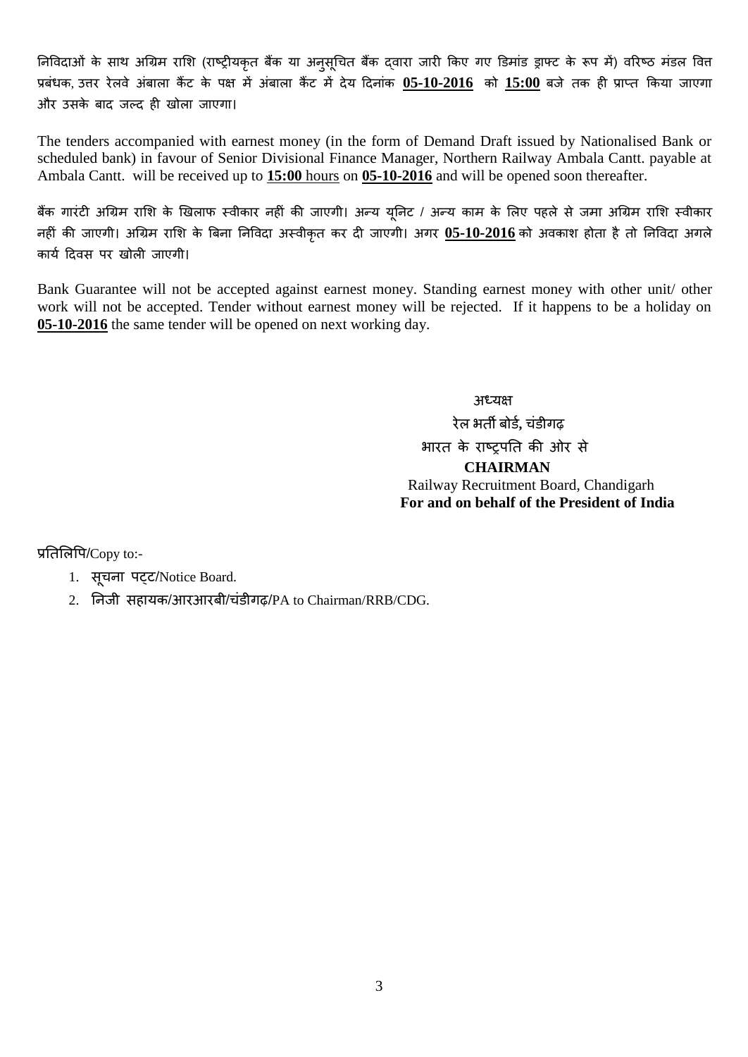निविदाओं के साथ अग्रिम राशि (राष्ट्रीयकृत बैंक या अनुसूचित बैंक द्वारा जारी किए गए डिमांड ड्राफ्ट के रूप में) वरिष्ठ मंडल वित्त प्रबंधक, उत्तर रेलवे अंबाला कैंट के पक्ष में अंबाला कैंट में देय दिनांक **05-10-2016** को **15:00** बजे तक ही प्राप्त किया जाएगा और उसके बाद जल्द ही खोला जाएगा।

The tenders accompanied with earnest money (in the form of Demand Draft issued by Nationalised Bank or scheduled bank) in favour of Senior Divisional Finance Manager, Northern Railway Ambala Cantt. payable at Ambala Cantt. will be received up to **15:00** hours on **05-10-2016** and will be opened soon thereafter.

बैंक गारंटी अग्रिम राशि के खिलाफ स्वीकार नहीं की जाएगी। अन्य यूनिट / अन्य काम के लिए पहले से जमा अग्रिम राशि स्वीकार नहीं की जाएगी। अग्रिम राशि के बिना निविदा अस्वीकृत कर दी जाएगी। अगर **05-10-2016** को अवकाश होता है तो निविदा अगले कार्य दिवस पर खोली जाएगी।

Bank Guarantee will not be accepted against earnest money. Standing earnest money with other unit/ other work will not be accepted. Tender without earnest money will be rejected. If it happens to be a holiday on **05-10-2016** the same tender will be opened on next working day.

अध्यक्ष
रेल भर्ती बोर्ड, चंडीगढ़
भारत के राष्ट्रपति की ओर से
**CHAIRMAN**
Railway Recruitment Board, Chandigarh
**For and on behalf of the President of India**

प्रतिलिपि/Copy to:-

1. सूचना पट्ट/Notice Board.
2. निजी सहायक/आरआरबी/चंडीगढ़/PA to Chairman/RRB/CDG.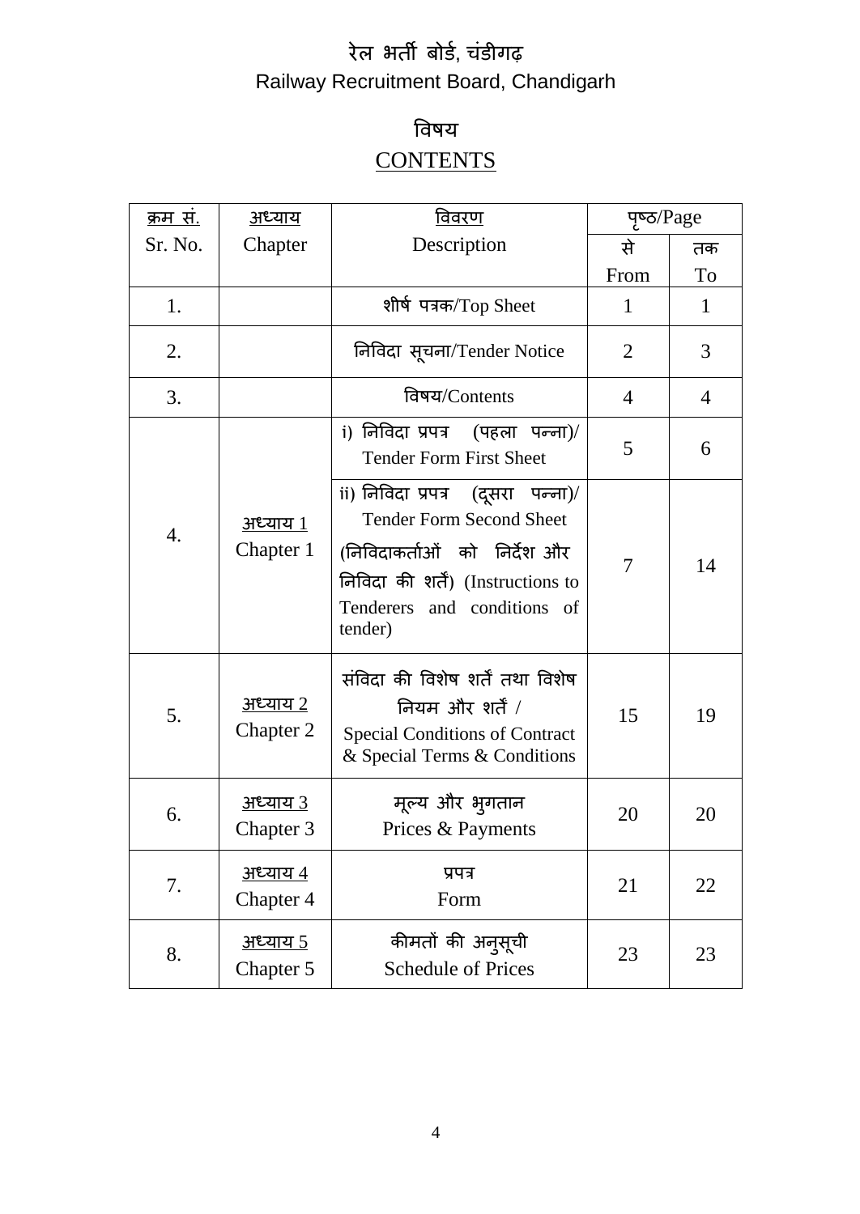# रेल भर्ती बोर्ड, चंडीगढ़
# Railway Recruitment Board, Chandigarh

## विषय
## CONTENTS

| क्रम सं. Sr. No. | अध्याय Chapter | विवरण Description | पृष्ठ/Page | |
|---|---|---|---|---|
| | | | से From | तक To |
| 1. | | शीर्ष पत्रक/Top Sheet | 1 | 1 |
| 2. | | निविदा सूचना/Tender Notice | 2 | 3 |
| 3. | | विषय/Contents | 4 | 4 |
| 4. | अध्याय 1 Chapter 1 | i) निविदा प्रपत्र (पहला पन्ना)/ Tender Form First Sheet | 5 | 6 |
| | | ii) निविदा प्रपत्र (दूसरा पन्ना)/ Tender Form Second Sheet (निविदाकर्ताओं को निर्देश और निविदा की शर्तें) (Instructions to Tenderers and conditions of tender) | 7 | 14 |
| 5. | अध्याय 2 Chapter 2 | संविदा की विशेष शर्तें तथा विशेष नियम और शर्तें / Special Conditions of Contract & Special Terms & Conditions | 15 | 19 |
| 6. | अध्याय 3 Chapter 3 | मूल्य और भुगतान Prices & Payments | 20 | 20 |
| 7. | अध्याय 4 Chapter 4 | प्रपत्र Form | 21 | 22 |
| 8. | अध्याय 5 Chapter 5 | कीमतों की अनुसूची Schedule of Prices | 23 | 23 |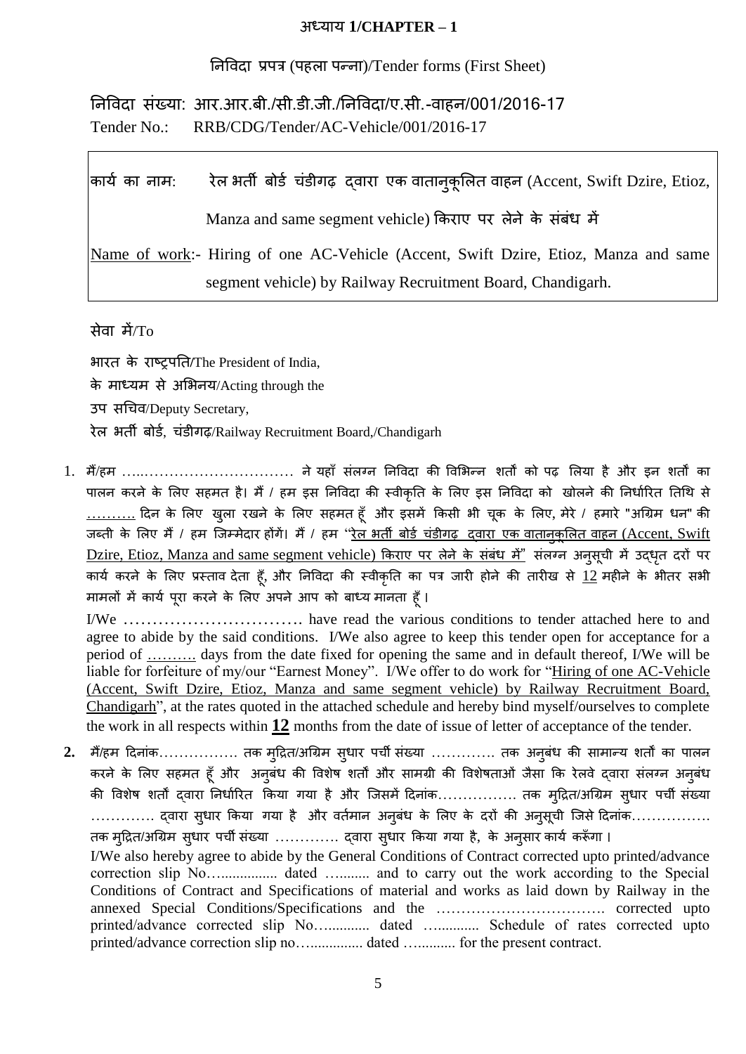**अध्याय 1/CHAPTER – 1**

निविदा प्रपत्र (पहला पन्ना)/Tender forms (First Sheet)

निविदा संख्या: आर.आर.बी./सी.डी.जी./निविदा/ए.सी.-वाहन/001/2016-17

Tender No.: RRB/CDG/Tender/AC-Vehicle/001/2016-17

| |
|---|
| कार्य का नाम: रेल भर्ती बोर्ड चंडीगढ़ द्वारा एक वातानुकूलित वाहन (Accent, Swift Dzire, Etioz, Manza and same segment vehicle) किराए पर लेने के संबंध में |
| Name of work:- Hiring of one AC-Vehicle (Accent, Swift Dzire, Etioz, Manza and same segment vehicle) by Railway Recruitment Board, Chandigarh. |

सेवा में/To

भारत के राष्ट्रपति/The President of India,

के माध्यम से अभिनय/Acting through the

उप सचिव/Deputy Secretary,

रेल भर्ती बोर्ड, चंडीगढ़/Railway Recruitment Board,/Chandigarh

1. मैं/हम …..………………………… ने यहाँ संलग्न निविदा की विभिन्न शर्तों को पढ़ लिया है और इन शर्तों का पालन करने के लिए सहमत है। मैं / हम इस निविदा की स्वीकृति के लिए इस निविदा को खोलने की निर्धारित तिथि से ………. दिन के लिए खुला रखने के लिए सहमत हूँ और इसमें किसी भी चूक के लिए, मेरे / हमारे "अग्रिम धन" की जब्ती के लिए मैं / हम जिम्मेदार होंगें। मैं / हम "रेल भर्ती बोर्ड चंडीगढ़ द्वारा एक वातानुकूलित वाहन (Accent, Swift Dzire, Etioz, Manza and same segment vehicle) किराए पर लेने के संबंध में" संलग्न अनुसूची में उद्धृत दरों पर कार्य करने के लिए प्रस्ताव देता हूँ, और निविदा की स्वीकृति का पत्र जारी होने की तारीख से 12 महीने के भीतर सभी मामलों में कार्य पूरा करने के लिए अपने आप को बाध्य मानता हूँ।

   I/We …………………………. have read the various conditions to tender attached here to and agree to abide by the said conditions. I/We also agree to keep this tender open for acceptance for a period of ………. days from the date fixed for opening the same and in default thereof, I/We will be liable for forfeiture of my/our "Earnest Money". I/We offer to do work for "Hiring of one AC-Vehicle (Accent, Swift Dzire, Etioz, Manza and same segment vehicle) by Railway Recruitment Board, Chandigarh", at the rates quoted in the attached schedule and hereby bind myself/ourselves to complete the work in all respects within **12** months from the date of issue of letter of acceptance of the tender.

2. मैं/हम दिनांक……………. तक मुद्रित/अग्रिम सुधार पर्ची संख्या …………. तक अनुबंध की सामान्य शर्तों का पालन करने के लिए सहमत हूँ और अनुबंध की विशेष शर्तों और सामग्री की विशेषताओं जैसा कि रेलवे द्वारा संलग्न अनुबंध की विशेष शर्तों द्वारा निर्धारित किया गया है और जिसमें दिनांक……………. तक मुद्रित/अग्रिम सुधार पर्ची संख्या …………. द्वारा सुधार किया गया है और वर्तमान अनुबंध के लिए के दरों की अनुसूची जिसे दिनांक……………. तक मुद्रित/अग्रिम सुधार पर्ची संख्या …………. द्वारा सुधार किया गया है, के अनुसार कार्य करूँगा।

   I/We also hereby agree to abide by the General Conditions of Contract corrected upto printed/advance correction slip No…............... dated …........ and to carry out the work according to the Special Conditions of Contract and Specifications of material and works as laid down by Railway in the annexed Special Conditions/Specifications and the ……………………………. corrected upto printed/advance corrected slip No….......... dated …........... Schedule of rates corrected upto printed/advance correction slip no…............. dated …......... for the present contract.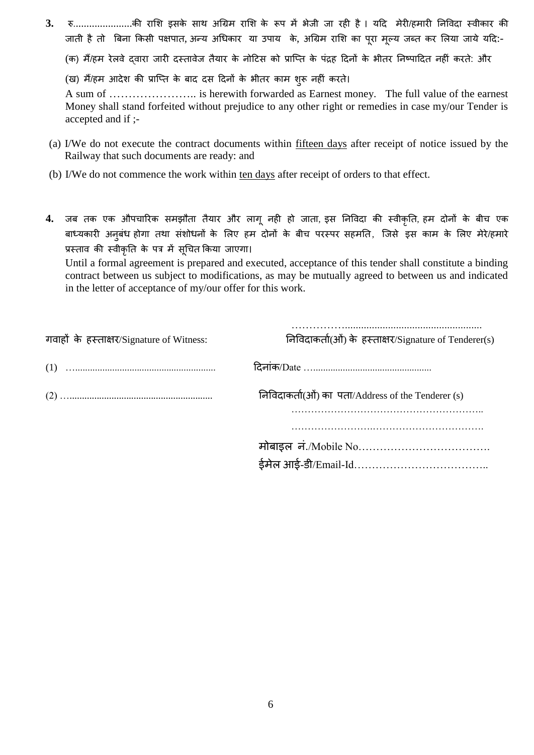**3.** रु......................की राशि इसके साथ अग्रिम राशि के रूप में भेजी जा रही है। यदि मेरी/हमारी निविदा स्वीकार की जाती है तो बिना किसी पक्षपात, अन्य अधिकार या उपाय के, अग्रिम राशि का पूरा मूल्य जब्त कर लिया जाये यदि:-

(क) मैं/हम रेलवे द्वारा जारी दस्तावेज तैयार के नोटिस को प्राप्ति के पंद्रह दिनों के भीतर निष्पादित नहीं करते: और

(ख) मैं/हम आदेश की प्राप्ति के बाद दस दिनों के भीतर काम शुरू नहीं करते।

A sum of ………………….. is herewith forwarded as Earnest money. The full value of the earnest Money shall stand forfeited without prejudice to any other right or remedies in case my/our Tender is accepted and if ;-

(a) I/We do not execute the contract documents within fifteen days after receipt of notice issued by the Railway that such documents are ready: and

(b) I/We do not commence the work within ten days after receipt of orders to that effect.

**4.** जब तक एक औपचारिक समझौता तैयार और लागू नही हो जाता, इस निविदा की स्वीकृति, हम दोनों के बीच एक बाध्यकारी अनुबंध होगा तथा संशोधनों के लिए हम दोनों के बीच परस्पर सहमति, जिसे इस काम के लिए मेरे/हमारे प्रस्ताव की स्वीकृति के पत्र में सूचित किया जाएगा।

Until a formal agreement is prepared and executed, acceptance of this tender shall constitute a binding contract between us subject to modifications, as may be mutually agreed to between us and indicated in the letter of acceptance of my/our offer for this work.

………………..................................................

गवाहों के हस्ताक्षर/Signature of Witness: निविदाकर्ता(ओं) के हस्ताक्षर/Signature of Tenderer(s)

(1) …....................................................... दिनांक/Date ….............................................

(2) …....................................................... निविदाकर्ता(ओं) का पता/Address of the Tenderer (s)

…………………………………………………..

…………………….…………………………….

मोबाइल नं./Mobile No……………………………….

ईमेल आई-डी/Email-Id………………………………..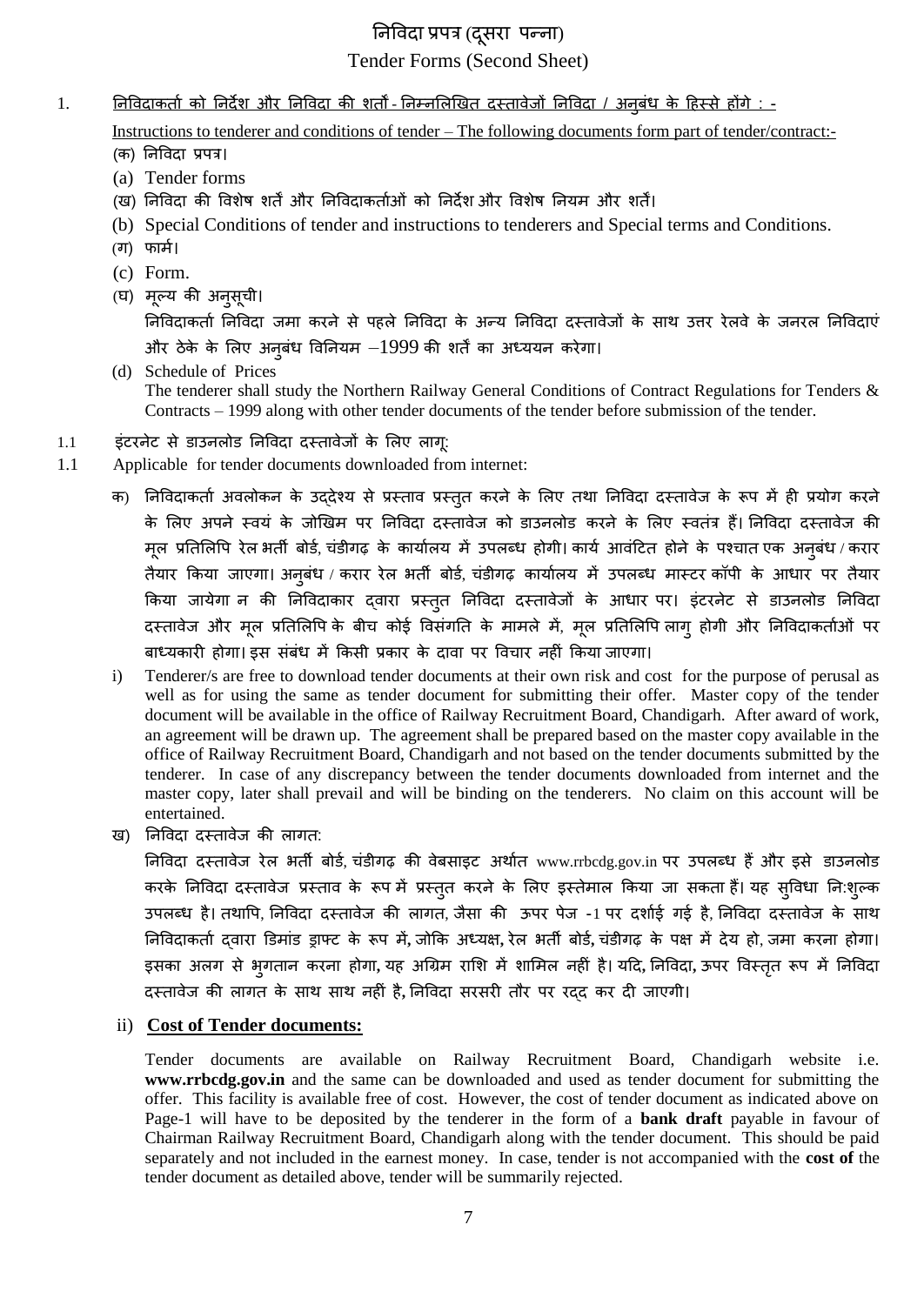# निविदा प्रपत्र (दूसरा पन्ना)

# Tender Forms (Second Sheet)

1. <u>निविदाकर्ता को निर्देश और निविदा की शर्तों - निम्नलिखित दस्तावेजों निविदा / अनुबंध के हिस्से होंगे : -</u>

   <u>Instructions to tenderer and conditions of tender – The following documents form part of tender/contract:-</u>

   (क) निविदा प्रपत्र।

   (a) Tender forms

   (ख) निविदा की विशेष शर्तें और निविदाकर्ताओं को निर्देश और विशेष नियम और शर्तें।

   (b) Special Conditions of tender and instructions to tenderers and Special terms and Conditions.

   (ग) फार्म।

   (c) Form.

   (घ) मूल्य की अनुसूची।

   निविदाकर्ता निविदा जमा करने से पहले निविदा के अन्य निविदा दस्तावेजों के साथ उत्तर रेलवे के जनरल निविदाएं और ठेके के लिए अनुबंध विनियम –1999 की शर्तें का अध्ययन करेगा।

   (d) Schedule of Prices

   The tenderer shall study the Northern Railway General Conditions of Contract Regulations for Tenders & Contracts – 1999 along with other tender documents of the tender before submission of the tender.

1.1 इंटरनेट से डाउनलोड निविदा दस्तावेजों के लिए लागू:

1.1 Applicable for tender documents downloaded from internet:

क) निविदाकर्ता अवलोकन के उद्देश्य से प्रस्ताव प्रस्तुत करने के लिए तथा निविदा दस्तावेज के रूप में ही प्रयोग करने के लिए अपने स्वयं के जोखिम पर निविदा दस्तावेज को डाउनलोड करने के लिए स्वतंत्र हैं। निविदा दस्तावेज की मूल प्रतिलिपि रेल भर्ती बोर्ड, चंडीगढ़ के कार्यालय में उपलब्ध होगी। कार्य आवंटित होने के पश्चात एक अनुबंध / करार तैयार किया जाएगा। अनुबंध / करार रेल भर्ती बोर्ड, चंडीगढ़ कार्यालय में उपलब्ध मास्टर कॉपी के आधार पर तैयार किया जायेगा न की निविदाकार द्वारा प्रस्तुत निविदा दस्तावेजों के आधार पर। इंटरनेट से डाउनलोड निविदा दस्तावेज और मूल प्रतिलिपि के बीच कोई विसंगति के मामले में, मूल प्रतिलिपि लागु होगी और निविदाकर्ताओं पर बाध्यकारी होगा। इस संबंध में किसी प्रकार के दावा पर विचार नहीं किया जाएगा।

i) Tenderer/s are free to download tender documents at their own risk and cost for the purpose of perusal as well as for using the same as tender document for submitting their offer. Master copy of the tender document will be available in the office of Railway Recruitment Board, Chandigarh. After award of work, an agreement will be drawn up. The agreement shall be prepared based on the master copy available in the office of Railway Recruitment Board, Chandigarh and not based on the tender documents submitted by the tenderer. In case of any discrepancy between the tender documents downloaded from internet and the master copy, later shall prevail and will be binding on the tenderers. No claim on this account will be entertained.

ख) निविदा दस्तावेज की लागत:

निविदा दस्तावेज रेल भर्ती बोर्ड, चंडीगढ़ की वेबसाइट अर्थात www.rrbcdg.gov.in पर उपलब्ध हैं और इसे डाउनलोड करके निविदा दस्तावेज प्रस्ताव के रूप में प्रस्तुत करने के लिए इस्तेमाल किया जा सकता हैं। यह सुविधा नि:शुल्क उपलब्ध है। तथापि, निविदा दस्तावेज की लागत, जैसा की ऊपर पेज -1 पर दर्शाई गई है, निविदा दस्तावेज के साथ निविदाकर्ता द्वारा डिमांड ड्राफ्ट के रूप में, जोकि अध्यक्ष, रेल भर्ती बोर्ड, चंडीगढ़ के पक्ष में देय हो, जमा करना होगा। इसका अलग से भुगतान करना होगा, यह अग्रिम राशि में शामिल नहीं है। यदि, निविदा, ऊपर विस्तृत रूप में निविदा दस्तावेज की लागत के साथ साथ नहीं है, निविदा सरसरी तौर पर रद्द कर दी जाएगी।

ii) <u>**Cost of Tender documents:**</u>

Tender documents are available on Railway Recruitment Board, Chandigarh website i.e. **www.rrbcdg.gov.in** and the same can be downloaded and used as tender document for submitting the offer. This facility is available free of cost. However, the cost of tender document as indicated above on Page-1 will have to be deposited by the tenderer in the form of a **bank draft** payable in favour of Chairman Railway Recruitment Board, Chandigarh along with the tender document. This should be paid separately and not included in the earnest money. In case, tender is not accompanied with the **cost of** the tender document as detailed above, tender will be summarily rejected.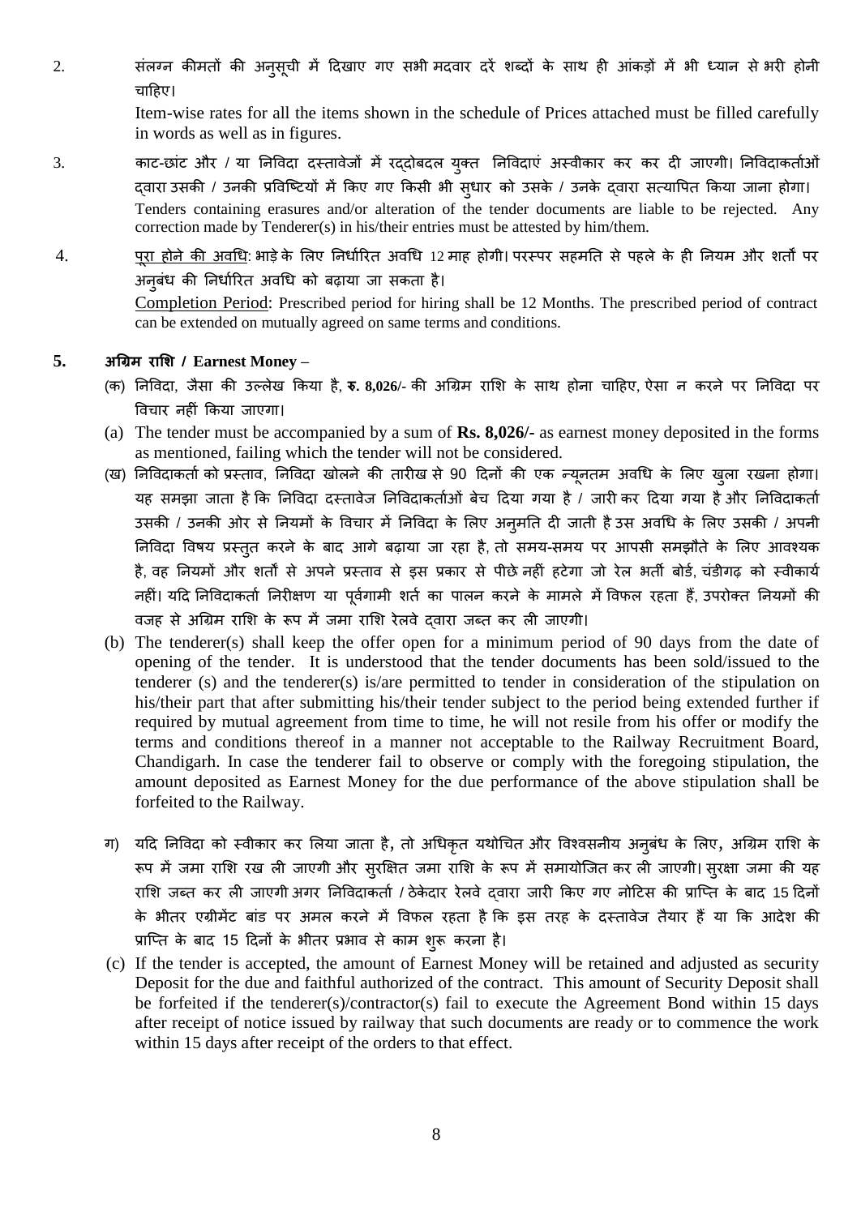2. संलग्न कीमतों की अनुसूची में दिखाए गए सभी मदवार दरें शब्दों के साथ ही आंकड़ों में भी ध्यान से भरी होनी चाहिए।

Item-wise rates for all the items shown in the schedule of Prices attached must be filled carefully in words as well as in figures.

3. काट-छांट और / या निविदा दस्तावेजों में रद्दोबदल युक्त निविदाएं अस्वीकार कर कर दी जाएगी। निविदाकर्ताओं द्वारा उसकी / उनकी प्रविष्टियों में किए गए किसी भी सुधार को उसके / उनके द्वारा सत्यापित किया जाना होगा।

Tenders containing erasures and/or alteration of the tender documents are liable to be rejected. Any correction made by Tenderer(s) in his/their entries must be attested by him/them.

4. पूरा होने की अवधि: भाड़े के लिए निर्धारित अवधि 12 माह होगी। परस्पर सहमति से पहले के ही नियम और शर्तों पर अनुबंध की निर्धारित अवधि को बढ़ाया जा सकता है।

Completion Period: Prescribed period for hiring shall be 12 Months. The prescribed period of contract can be extended on mutually agreed on same terms and conditions.

**5. अग्रिम राशि / Earnest Money –**

(क) निविदा, जैसा की उल्लेख किया है, **रु. 8,026/-** की अग्रिम राशि के साथ होना चाहिए, ऐसा न करने पर निविदा पर विचार नहीं किया जाएगा।

(a) The tender must be accompanied by a sum of **Rs. 8,026/-** as earnest money deposited in the forms as mentioned, failing which the tender will not be considered.

(ख) निविदाकर्ता को प्रस्ताव, निविदा खोलने की तारीख से 90 दिनों की एक न्यूनतम अवधि के लिए खुला रखना होगा। यह समझा जाता है कि निविदा दस्तावेज निविदाकर्ताओं बेच दिया गया है / जारी कर दिया गया है और निविदाकर्ता उसकी / उनकी ओर से नियमों के विचार में निविदा के लिए अनुमति दी जाती है उस अवधि के लिए उसकी / अपनी निविदा विषय प्रस्तुत करने के बाद आगे बढ़ाया जा रहा है, तो समय-समय पर आपसी समझौते के लिए आवश्यक है, वह नियमों और शर्तों से अपने प्रस्ताव से इस प्रकार से पीछे नहीं हटेगा जो रेल भर्ती बोर्ड, चंडीगढ़ को स्वीकार्य नहीं। यदि निविदाकर्ता निरीक्षण या पूर्वगामी शर्त का पालन करने के मामले में विफल रहता हैं, उपरोक्त नियमों की वजह से अग्रिम राशि के रूप में जमा राशि रेलवे द्वारा जब्त कर ली जाएगी।

(b) The tenderer(s) shall keep the offer open for a minimum period of 90 days from the date of opening of the tender. It is understood that the tender documents has been sold/issued to the tenderer (s) and the tenderer(s) is/are permitted to tender in consideration of the stipulation on his/their part that after submitting his/their tender subject to the period being extended further if required by mutual agreement from time to time, he will not resile from his offer or modify the terms and conditions thereof in a manner not acceptable to the Railway Recruitment Board, Chandigarh. In case the tenderer fail to observe or comply with the foregoing stipulation, the amount deposited as Earnest Money for the due performance of the above stipulation shall be forfeited to the Railway.

ग) यदि निविदा को स्वीकार कर लिया जाता है, तो अधिकृत यथोचित और विश्वसनीय अनुबंध के लिए, अग्रिम राशि के रूप में जमा राशि रख ली जाएगी और सुरक्षित जमा राशि के रूप में समायोजित कर ली जाएगी। सुरक्षा जमा की यह राशि जब्त कर ली जाएगी अगर निविदाकर्ता / ठेकेदार रेलवे द्वारा जारी किए गए नोटिस की प्राप्ति के बाद 15 दिनों के भीतर एग्रीमेंट बांड पर अमल करने में विफल रहता है कि इस तरह के दस्तावेज तैयार हैं या कि आदेश की प्राप्ति के बाद 15 दिनों के भीतर प्रभाव से काम शुरू करना है।

(c) If the tender is accepted, the amount of Earnest Money will be retained and adjusted as security Deposit for the due and faithful authorized of the contract. This amount of Security Deposit shall be forfeited if the tenderer(s)/contractor(s) fail to execute the Agreement Bond within 15 days after receipt of notice issued by railway that such documents are ready or to commence the work within 15 days after receipt of the orders to that effect.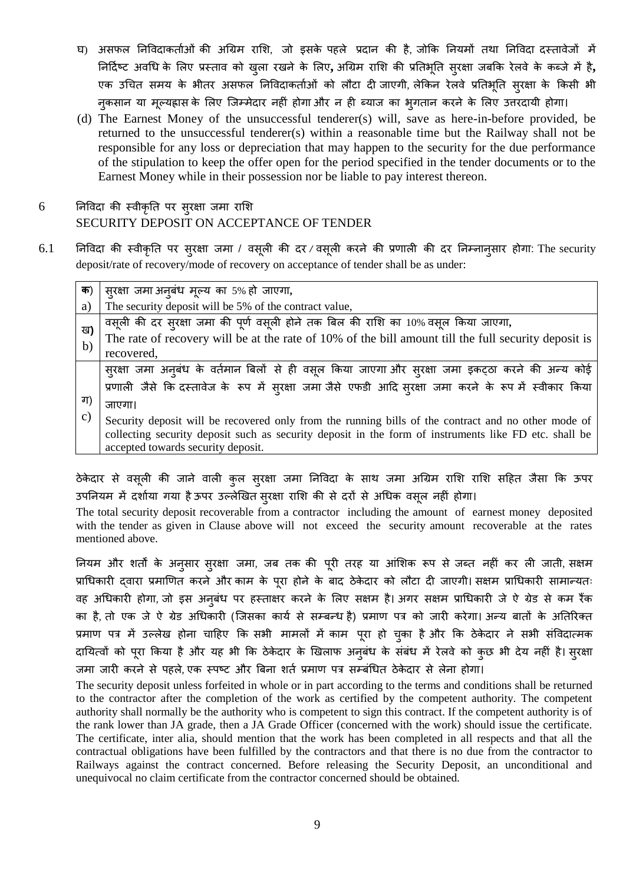घ) असफल निविदाकर्ताओं की अग्रिम राशि, जो इसके पहले प्रदान की है, जोकि नियमों तथा निविदा दस्तावेजों में निर्दिष्ट अवधि के लिए प्रस्ताव को खुला रखने के लिए**,** अग्रिम राशि की प्रतिभूति सुरक्षा जबकि रेलवे के कब्जे में है**,** एक उचित समय के भीतर असफल निविदाकर्ताओं को लौटा दी जाएगी, लेकिन रेलवे प्रतिभूति सुरक्षा के किसी भी नुकसान या मूल्यह्रास के लिए जिम्मेदार नहीं होगा और न ही ब्याज का भुगतान करने के लिए उत्तरदायी होगा।

(d) The Earnest Money of the unsuccessful tenderer(s) will, save as here-in-before provided, be returned to the unsuccessful tenderer(s) within a reasonable time but the Railway shall not be responsible for any loss or depreciation that may happen to the security for the due performance of the stipulation to keep the offer open for the period specified in the tender documents or to the Earnest Money while in their possession nor be liable to pay interest thereon.

## 6 निविदा की स्वीकृति पर सुरक्षा जमा राशि SECURITY DEPOSIT ON ACCEPTANCE OF TENDER

6.1 निविदा की स्वीकृति पर सुरक्षा जमा / वसूली की दर / वसूली करने की प्रणाली की दर निम्नानुसार होगा: The security deposit/rate of recovery/mode of recovery on acceptance of tender shall be as under:

| | |
|---|---|
| **क**) a) | सुरक्षा जमा अनुबंध मूल्य का 5% हो जाएगा, The security deposit will be 5% of the contract value, |
| ख**)** b) | वसूली की दर सुरक्षा जमा की पूर्ण वसूली होने तक बिल की राशि का 10% वसूल किया जाएगा, The rate of recovery will be at the rate of 10% of the bill amount till the full security deposit is recovered, |
| ग) c) | सुरक्षा जमा अनुबंध के वर्तमान बिलों से ही वसूल किया जाएगा और सुरक्षा जमा इकट्ठा करने की अन्य कोई प्रणाली जैसे कि दस्तावेज के रूप में सुरक्षा जमा जैसे एफडी आदि सुरक्षा जमा करने के रूप में स्वीकार किया जाएगा। Security deposit will be recovered only from the running bills of the contract and no other mode of collecting security deposit such as security deposit in the form of instruments like FD etc. shall be accepted towards security deposit. |

ठेकेदार से वसूली की जाने वाली कुल सुरक्षा जमा निविदा के साथ जमा अग्रिम राशि राशि सहित जैसा कि ऊपर उपनियम में दर्शाया गया है ऊपर उल्लेखित सुरक्षा राशि की से दरों से अधिक वसूल नहीं होगा।

The total security deposit recoverable from a contractor including the amount of earnest money deposited with the tender as given in Clause above will not exceed the security amount recoverable at the rates mentioned above.

नियम और शर्तों के अनुसार सुरक्षा जमा, जब तक की पूरी तरह या आंशिक रूप से जब्त नहीं कर ली जाती, सक्षम प्राधिकारी द्वारा प्रमाणित करने और काम के पूरा होने के बाद ठेकेदार को लौटा दी जाएगी। सक्षम प्राधिकारी सामान्यतः वह अधिकारी होगा, जो इस अनुबंध पर हस्ताक्षर करने के लिए सक्षम है। अगर सक्षम प्राधिकारी जे ऐ ग्रेड से कम रैंक का है, तो एक जे ऐ ग्रेड अधिकारी (जिसका कार्य से सम्बन्ध है) प्रमाण पत्र को जारी करेगा। अन्य बातों के अतिरिक्त प्रमाण पत्र में उल्लेख होना चाहिए कि सभी मामलों में काम पूरा हो चुका है और कि ठेकेदार ने सभी संविदात्मक दायित्वों को पूरा किया है और यह भी कि ठेकेदार के खिलाफ अनुबंध के संबंध में रेलवे को कुछ भी देय नहीं है। सुरक्षा जमा जारी करने से पहले, एक स्पष्ट और बिना शर्त प्रमाण पत्र सम्बंधित ठेकेदार से लेना होगा।

The security deposit unless forfeited in whole or in part according to the terms and conditions shall be returned to the contractor after the completion of the work as certified by the competent authority. The competent authority shall normally be the authority who is competent to sign this contract. If the competent authority is of the rank lower than JA grade, then a JA Grade Officer (concerned with the work) should issue the certificate. The certificate, inter alia, should mention that the work has been completed in all respects and that all the contractual obligations have been fulfilled by the contractors and that there is no due from the contractor to Railways against the contract concerned. Before releasing the Security Deposit, an unconditional and unequivocal no claim certificate from the contractor concerned should be obtained.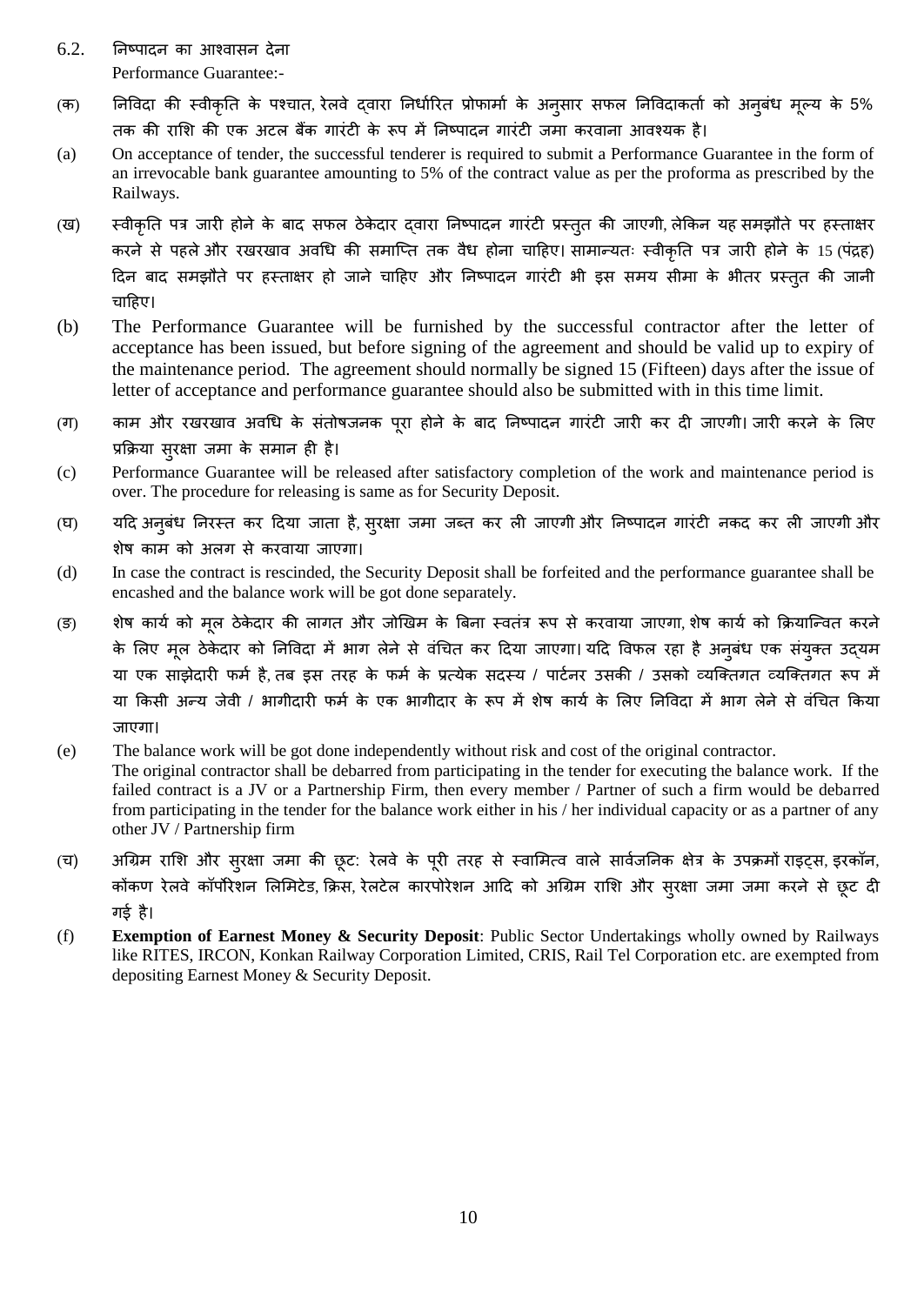6.2. निष्पादन का आश्वासन देना

Performance Guarantee:-

(क) निविदा की स्वीकृति के पश्चात, रेलवे द्वारा निर्धारित प्रोफार्मा के अनुसार सफल निविदाकर्ता को अनुबंध मूल्य के 5% तक की राशि की एक अटल बैंक गारंटी के रूप में निष्पादन गारंटी जमा करवाना आवश्यक है।

(a) On acceptance of tender, the successful tenderer is required to submit a Performance Guarantee in the form of an irrevocable bank guarantee amounting to 5% of the contract value as per the proforma as prescribed by the Railways.

(ख) स्वीकृति पत्र जारी होने के बाद सफल ठेकेदार द्वारा निष्पादन गारंटी प्रस्तुत की जाएगी, लेकिन यह समझौते पर हस्ताक्षर करने से पहले और रखरखाव अवधि की समाप्ति तक वैध होना चाहिए। सामान्यतः स्वीकृति पत्र जारी होने के 15 (पंद्रह) दिन बाद समझौते पर हस्ताक्षर हो जाने चाहिए और निष्पादन गारंटी भी इस समय सीमा के भीतर प्रस्तुत की जानी चाहिए।

(b) The Performance Guarantee will be furnished by the successful contractor after the letter of acceptance has been issued, but before signing of the agreement and should be valid up to expiry of the maintenance period. The agreement should normally be signed 15 (Fifteen) days after the issue of letter of acceptance and performance guarantee should also be submitted with in this time limit.

(ग) काम और रखरखाव अवधि के संतोषजनक पूरा होने के बाद निष्पादन गारंटी जारी कर दी जाएगी। जारी करने के लिए प्रक्रिया सुरक्षा जमा के समान ही है।

(c) Performance Guarantee will be released after satisfactory completion of the work and maintenance period is over. The procedure for releasing is same as for Security Deposit.

(घ) यदि अनुबंध निरस्त कर दिया जाता है, सुरक्षा जमा जब्त कर ली जाएगी और निष्पादन गारंटी नकद कर ली जाएगी और शेष काम को अलग से करवाया जाएगा।

(d) In case the contract is rescinded, the Security Deposit shall be forfeited and the performance guarantee shall be encashed and the balance work will be got done separately.

(ङ) शेष कार्य को मूल ठेकेदार की लागत और जोखिम के बिना स्वतंत्र रूप से करवाया जाएगा, शेष कार्य को क्रियान्वित करने के लिए मूल ठेकेदार को निविदा में भाग लेने से वंचित कर दिया जाएगा। यदि विफल रहा है अनुबंध एक संयुक्त उद्यम या एक साझेदारी फर्म है, तब इस तरह के फर्म के प्रत्येक सदस्य / पार्टनर उसकी / उसको व्यक्तिगत व्यक्तिगत रूप में या किसी अन्य जेवी / भागीदारी फर्म के एक भागीदार के रूप में शेष कार्य के लिए निविदा में भाग लेने से वंचित किया जाएगा।

(e) The balance work will be got done independently without risk and cost of the original contractor. The original contractor shall be debarred from participating in the tender for executing the balance work. If the failed contract is a JV or a Partnership Firm, then every member / Partner of such a firm would be debarred from participating in the tender for the balance work either in his / her individual capacity or as a partner of any other JV / Partnership firm

(च) अग्रिम राशि और सुरक्षा जमा की छूट: रेलवे के पूरी तरह से स्वामित्व वाले सार्वजनिक क्षेत्र के उपक्रमों राइट्स, इरकॉन, कोंकण रेलवे कॉर्पोरेशन लिमिटेड, क्रिस, रेलटेल कारपोरेशन आदि को अग्रिम राशि और सुरक्षा जमा जमा करने से छूट दी गई है।

(f) **Exemption of Earnest Money & Security Deposit**: Public Sector Undertakings wholly owned by Railways like RITES, IRCON, Konkan Railway Corporation Limited, CRIS, Rail Tel Corporation etc. are exempted from depositing Earnest Money & Security Deposit.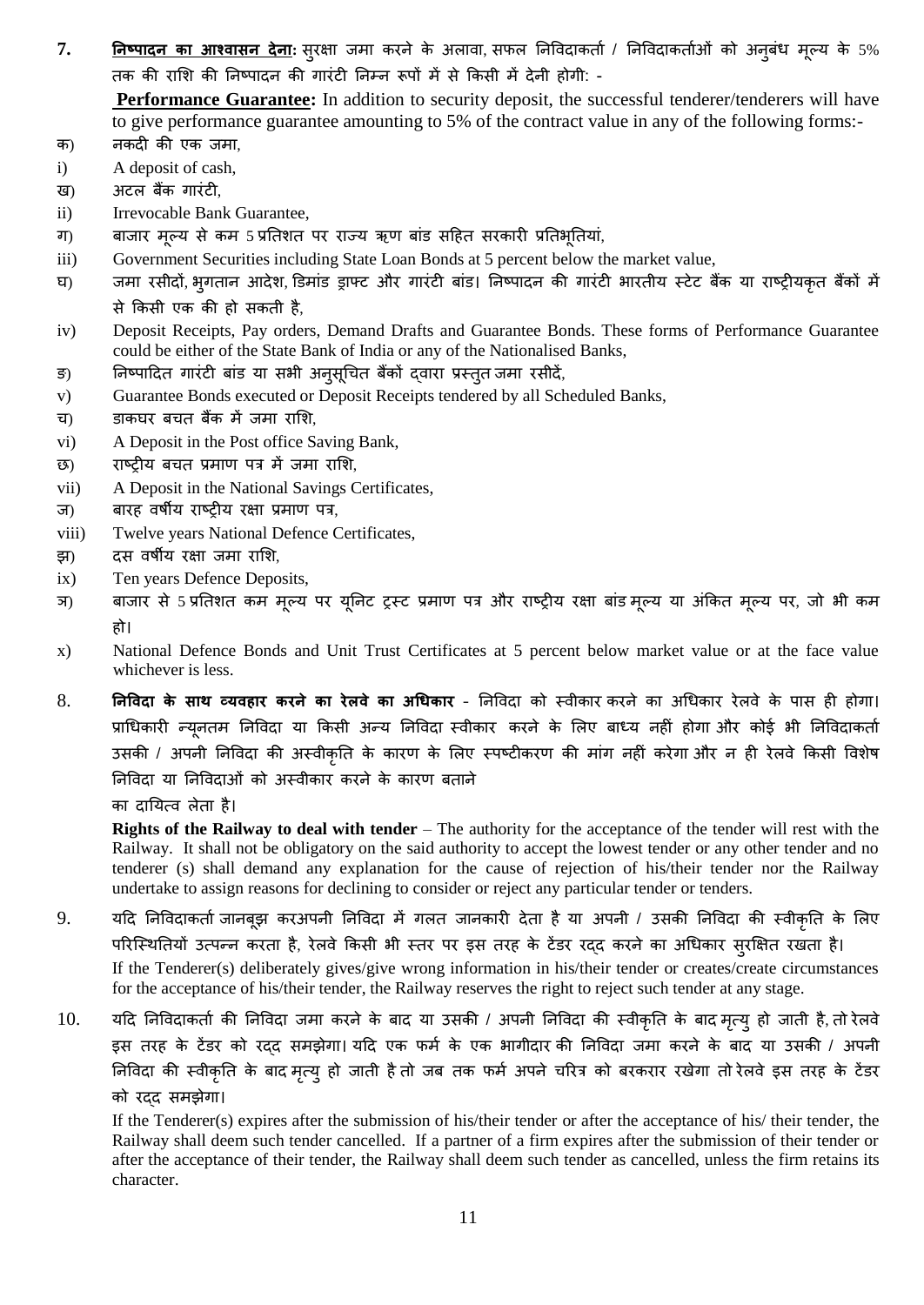**7.** **<u>निष्पादन का आश्वासन देना</u>:** सुरक्षा जमा करने के अलावा, सफल निविदाकर्ता / निविदाकर्ताओं को अनुबंध मूल्य के 5% तक की राशि की निष्पादन की गारंटी निम्न रूपों में से किसी में देनी होगी: -

**Performance Guarantee:** In addition to security deposit, the successful tenderer/tenderers will have to give performance guarantee amounting to 5% of the contract value in any of the following forms:-

क) नकदी की एक जमा,

i) A deposit of cash,

ख) अटल बैंक गारंटी,

ii) Irrevocable Bank Guarantee,

ग) बाजार मूल्य से कम 5 प्रतिशत पर राज्य ऋण बांड सहित सरकारी प्रतिभूतियां,

iii) Government Securities including State Loan Bonds at 5 percent below the market value,

घ) जमा रसीदों, भुगतान आदेश, डिमांड ड्राफ्ट और गारंटी बांड। निष्पादन की गारंटी भारतीय स्टेट बैंक या राष्ट्रीयकृत बैंकों में से किसी एक की हो सकती है,

iv) Deposit Receipts, Pay orders, Demand Drafts and Guarantee Bonds. These forms of Performance Guarantee could be either of the State Bank of India or any of the Nationalised Banks,

ङ) निष्पादित गारंटी बांड या सभी अनुसूचित बैंकों द्वारा प्रस्तुत जमा रसीदें,

v) Guarantee Bonds executed or Deposit Receipts tendered by all Scheduled Banks,

च) डाकघर बचत बैंक में जमा राशि,

vi) A Deposit in the Post office Saving Bank,

छ) राष्ट्रीय बचत प्रमाण पत्र में जमा राशि,

vii) A Deposit in the National Savings Certificates,

ज) बारह वर्षीय राष्ट्रीय रक्षा प्रमाण पत्र,

viii) Twelve years National Defence Certificates,

झ) दस वर्षीय रक्षा जमा राशि,

ix) Ten years Defence Deposits,

ञ) बाजार से 5 प्रतिशत कम मूल्य पर यूनिट ट्रस्ट प्रमाण पत्र और राष्ट्रीय रक्षा बांड मूल्य या अंकित मूल्य पर, जो भी कम हो।

x) National Defence Bonds and Unit Trust Certificates at 5 percent below market value or at the face value whichever is less.

8. **निविदा के साथ व्यवहार करने का रेलवे का अधिकार** - निविदा को स्वीकार करने का अधिकार रेलवे के पास ही होगा। प्राधिकारी न्यूनतम निविदा या किसी अन्य निविदा स्वीकार करने के लिए बाध्य नहीं होगा और कोई भी निविदाकर्ता उसकी / अपनी निविदा की अस्वीकृति के कारण के लिए स्पष्टीकरण की मांग नहीं करेगा और न ही रेलवे किसी विशेष निविदा या निविदाओं को अस्वीकार करने के कारण बताने का दायित्व लेता है।

**Rights of the Railway to deal with tender** – The authority for the acceptance of the tender will rest with the Railway. It shall not be obligatory on the said authority to accept the lowest tender or any other tender and no tenderer (s) shall demand any explanation for the cause of rejection of his/their tender nor the Railway undertake to assign reasons for declining to consider or reject any particular tender or tenders.

9. यदि निविदाकर्ता जानबूझ करअपनी निविदा में गलत जानकारी देता है या अपनी / उसकी निविदा की स्वीकृति के लिए परिस्थितियों उत्पन्न करता है, रेलवे किसी भी स्तर पर इस तरह के टेंडर रद्द करने का अधिकार सुरक्षित रखता है।

If the Tenderer(s) deliberately gives/give wrong information in his/their tender or creates/create circumstances for the acceptance of his/their tender, the Railway reserves the right to reject such tender at any stage.

10. यदि निविदाकर्ता की निविदा जमा करने के बाद या उसकी / अपनी निविदा की स्वीकृति के बाद मृत्यु हो जाती है, तो रेलवे इस तरह के टेंडर को रद्द समझेगा। यदि एक फर्म के एक भागीदार की निविदा जमा करने के बाद या उसकी / अपनी निविदा की स्वीकृति के बाद मृत्यु हो जाती है तो जब तक फर्म अपने चरित्र को बरकरार रखेगा तो रेलवे इस तरह के टेंडर को रद्द समझेगा।

If the Tenderer(s) expires after the submission of his/their tender or after the acceptance of his/ their tender, the Railway shall deem such tender cancelled. If a partner of a firm expires after the submission of their tender or after the acceptance of their tender, the Railway shall deem such tender as cancelled, unless the firm retains its character.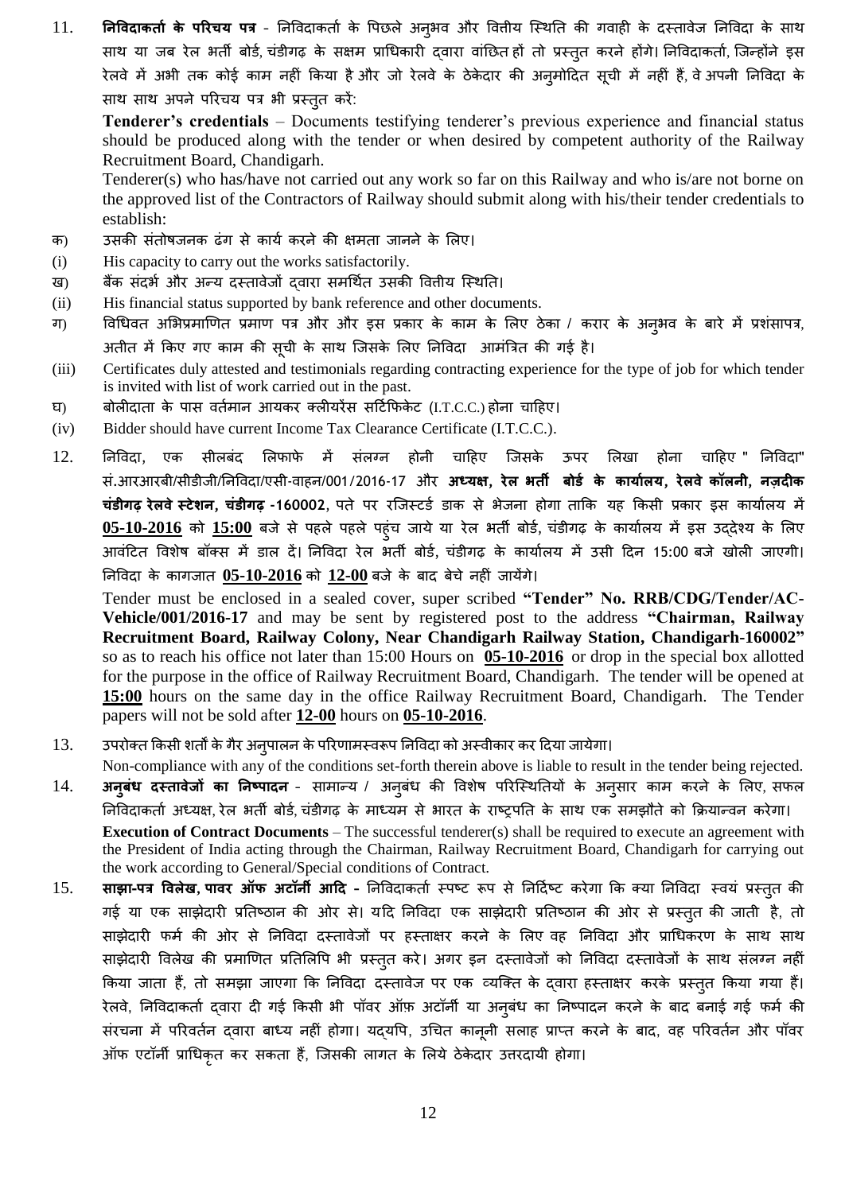11. **निविदाकर्ता के परिचय पत्र** - निविदाकर्ता के पिछले अनुभव और वित्तीय स्थिति की गवाही के दस्तावेज निविदा के साथ साथ या जब रेल भर्ती बोर्ड, चंडीगढ़ के सक्षम प्राधिकारी द्वारा वांछित हों तो प्रस्तुत करने होंगे। निविदाकर्ता, जिन्होंने इस रेलवे में अभी तक कोई काम नहीं किया है और जो रेलवे के ठेकेदार की अनुमोदित सूची में नहीं हैं, वे अपनी निविदा के साथ साथ अपने परिचय पत्र भी प्रस्तुत करें:

    **Tenderer's credentials** – Documents testifying tenderer's previous experience and financial status should be produced along with the tender or when desired by competent authority of the Railway Recruitment Board, Chandigarh.

    Tenderer(s) who has/have not carried out any work so far on this Railway and who is/are not borne on the approved list of the Contractors of Railway should submit along with his/their tender credentials to establish:

क) उसकी संतोषजनक ढंग से कार्य करने की क्षमता जानने के लिए।

(i) His capacity to carry out the works satisfactorily.

ख) बैंक संदर्भ और अन्य दस्तावेजों द्वारा समर्थित उसकी वित्तीय स्थिति।

(ii) His financial status supported by bank reference and other documents.

ग) विधिवत अभिप्रमाणित प्रमाण पत्र और और इस प्रकार के काम के लिए ठेका / करार के अनुभव के बारे में प्रशंसापत्र, अतीत में किए गए काम की सूची के साथ जिसके लिए निविदा आमंत्रित की गई है।

(iii) Certificates duly attested and testimonials regarding contracting experience for the type of job for which tender is invited with list of work carried out in the past.

घ) बोलीदाता के पास वर्तमान आयकर क्लीयरेंस सर्टिफिकेट (I.T.C.C.) होना चाहिए।

(iv) Bidder should have current Income Tax Clearance Certificate (I.T.C.C.).

12. निविदा, एक सीलबंद लिफाफे में संलग्न होनी चाहिए जिसके ऊपर लिखा होना चाहिए " निविदा" सं.आरआरबी/सीडीजी/निविदा/एसी-वाहन/001/2016-17 और **अध्यक्ष, रेल भर्ती बोर्ड के कार्यालय, रेलवे कॉलनी, नज़दीक चंडीगढ़ रेलवे स्टेशन, चंडीगढ़ -160002**, पते पर रजिस्टर्ड डाक से भेजना होगा ताकि यह किसी प्रकार इस कार्यालय में **<u>05-10-2016</u>** को **<u>15:00</u>** बजे से पहले पहले पहुंच जाये या रेल भर्ती बोर्ड, चंडीगढ़ के कार्यालय में इस उद्देश्य के लिए आवंटित विशेष बॉक्स में डाल दें। निविदा रेल भर्ती बोर्ड, चंडीगढ़ के कार्यालय में उसी दिन 15:00 बजे खोली जाएगी। निविदा के कागजात **<u>05-10-2016</u>** को **<u>12-00</u>** बजे के बाद बेचे नहीं जायेंगे।

    Tender must be enclosed in a sealed cover, super scribed **"Tender" No. RRB/CDG/Tender/AC-Vehicle/001/2016-17** and may be sent by registered post to the address **"Chairman, Railway Recruitment Board, Railway Colony, Near Chandigarh Railway Station, Chandigarh-160002"** so as to reach his office not later than 15:00 Hours on **<u>05-10-2016</u>** or drop in the special box allotted for the purpose in the office of Railway Recruitment Board, Chandigarh. The tender will be opened at **<u>15:00</u>** hours on the same day in the office Railway Recruitment Board, Chandigarh. The Tender papers will not be sold after **<u>12-00</u>** hours on **<u>05-10-2016</u>**.

13. उपरोक्त किसी शर्तों के गैर अनुपालन के परिणामस्वरूप निविदा को अस्वीकार कर दिया जायेगा।

    Non-compliance with any of the conditions set-forth therein above is liable to result in the tender being rejected.

14. **अनुबंध दस्तावेजों का निष्पादन** - सामान्य / अनुबंध की विशेष परिस्थितियों के अनुसार काम करने के लिए, सफल निविदाकर्ता अध्यक्ष, रेल भर्ती बोर्ड, चंडीगढ़ के माध्यम से भारत के राष्ट्रपति के साथ एक समझौते को क्रियान्वन करेगा।

    **Execution of Contract Documents** – The successful tenderer(s) shall be required to execute an agreement with the President of India acting through the Chairman, Railway Recruitment Board, Chandigarh for carrying out the work according to General/Special conditions of Contract.

15. **साझा-पत्र विलेख, पावर ऑफ अटॉर्नी आदि** - निविदाकर्ता स्पष्ट रूप से निर्दिष्ट करेगा कि क्या निविदा स्वयं प्रस्तुत की गई या एक साझेदारी प्रतिष्ठान की ओर से। यदि निविदा एक साझेदारी प्रतिष्ठान की ओर से प्रस्तुत की जाती है, तो साझेदारी फर्म की ओर से निविदा दस्तावेजों पर हस्ताक्षर करने के लिए वह निविदा और प्राधिकरण के साथ साथ साझेदारी विलेख की प्रमाणित प्रतिलिपि भी प्रस्तुत करे। अगर इन दस्तावेजों को निविदा दस्तावेजों के साथ संलग्न नहीं किया जाता हैं, तो समझा जाएगा कि निविदा दस्तावेज पर एक व्यक्ति के द्वारा हस्ताक्षर करके प्रस्तुत किया गया हैं। रेलवे, निविदाकर्ता द्वारा दी गई किसी भी पॉवर ऑफ़ अटॉर्नी या अनुबंध का निष्पादन करने के बाद बनाई गई फर्म की संरचना में परिवर्तन द्वारा बाध्य नहीं होगा। यद्यपि, उचित कानूनी सलाह प्राप्त करने के बाद, वह परिवर्तन और पॉवर ऑफ एटॉर्नी प्राधिकृत कर सकता हैं, जिसकी लागत के लिये ठेकेदार उत्तरदायी होगा।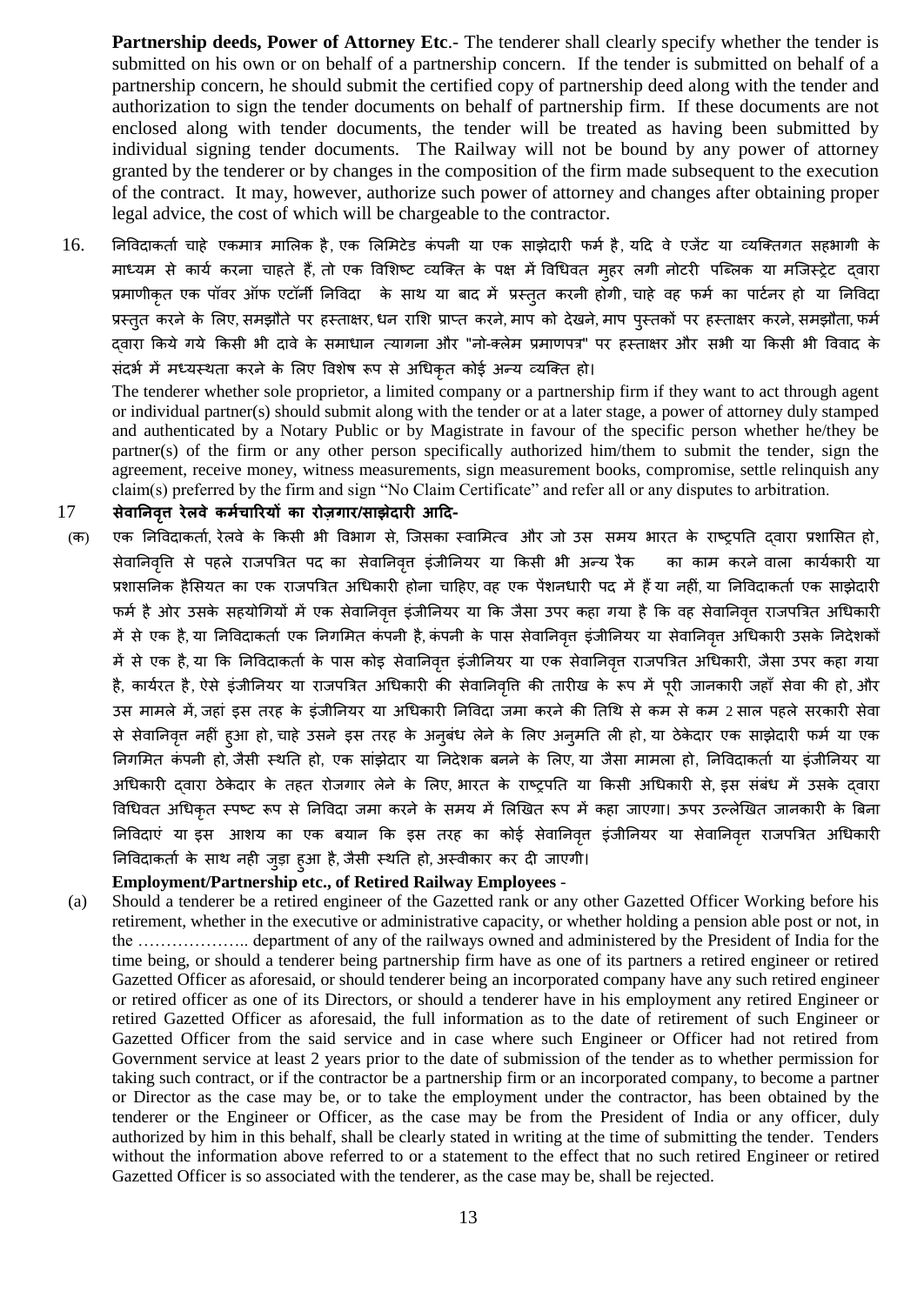**Partnership deeds, Power of Attorney Etc**.- The tenderer shall clearly specify whether the tender is submitted on his own or on behalf of a partnership concern. If the tender is submitted on behalf of a partnership concern, he should submit the certified copy of partnership deed along with the tender and authorization to sign the tender documents on behalf of partnership firm. If these documents are not enclosed along with tender documents, the tender will be treated as having been submitted by individual signing tender documents. The Railway will not be bound by any power of attorney granted by the tenderer or by changes in the composition of the firm made subsequent to the execution of the contract. It may, however, authorize such power of attorney and changes after obtaining proper legal advice, the cost of which will be chargeable to the contractor.

16. निविदाकर्ता चाहे एकमात्र मालिक है, एक लिमिटेड कंपनी या एक साझेदारी फर्म है, यदि वे एजेंट या व्यक्तिगत सहभागी के माध्यम से कार्य करना चाहते हैं, तो एक विशिष्ट व्यक्ति के पक्ष में विधिवत मुहर लगी नोटरी पब्लिक या मजिस्ट्रेट द्वारा प्रमाणीकृत एक पॉवर ऑफ एटॉर्नी निविदा के साथ या बाद में प्रस्तुत करनी होगी, चाहे वह फर्म का पार्टनर हो या निविदा प्रस्तुत करने के लिए, समझौते पर हस्ताक्षर, धन राशि प्राप्त करने, माप को देखने, माप पुस्तकों पर हस्ताक्षर करने, समझौता, फर्म द्वारा किये गये किसी भी दावे के समाधान त्यागना और "नो-क्लेम प्रमाणपत्र" पर हस्ताक्षर और सभी या किसी भी विवाद के संदर्भ में मध्यस्थता करने के लिए विशेष रूप से अधिकृत कोई अन्य व्यक्ति हो।

The tenderer whether sole proprietor, a limited company or a partnership firm if they want to act through agent or individual partner(s) should submit along with the tender or at a later stage, a power of attorney duly stamped and authenticated by a Notary Public or by Magistrate in favour of the specific person whether he/they be partner(s) of the firm or any other person specifically authorized him/them to submit the tender, sign the agreement, receive money, witness measurements, sign measurement books, compromise, settle relinquish any claim(s) preferred by the firm and sign "No Claim Certificate" and refer all or any disputes to arbitration.

17 **सेवानिवृत्त रेलवे कर्मचारियों का रोज़गार/साझेदारी आदि-**

(क) एक निविदाकर्ता, रेलवे के किसी भी विभाग से, जिसका स्वामित्व और जो उस समय भारत के राष्ट्रपति द्वारा प्रशासित हो, सेवानिवृत्ति से पहले राजपत्रित पद का सेवानिवृत्त इंजीनियर या किसी भी अन्य रैंक का काम करने वाला कार्यकारी या प्रशासनिक हैसियत का एक राजपत्रित अधिकारी होना चाहिए, वह एक पेंशनधारी पद में हैं या नहीं, या निविदाकर्ता एक साझेदारी फर्म है ओर उसके सहयोगियों में एक सेवानिवृत्त इंजीनियर या कि जैसा उपर कहा गया है कि वह सेवानिवृत्त राजपत्रित अधिकारी में से एक है, या निविदाकर्ता एक निगमित कंपनी है, कंपनी के पास सेवानिवृत्त इंजीनियर या सेवानिवृत्त अधिकारी उसके निदेशकों में से एक है, या कि निविदाकर्ता के पास कोइ सेवानिवृत्त इंजीनियर या एक सेवानिवृत्त राजपत्रित अधिकारी, जैसा उपर कहा गया है, कार्यरत है, ऐसे इंजीनियर या राजपत्रित अधिकारी की सेवानिवृत्ति की तारीख के रूप में पूरी जानकारी जहाँ सेवा की हो, और उस मामले में, जहां इस तरह के इंजीनियर या अधिकारी निविदा जमा करने की तिथि से कम से कम 2 साल पहले सरकारी सेवा से सेवानिवृत्त नहीं हुआ हो, चाहे उसने इस तरह के अनुबंध लेने के लिए अनुमति ली हो, या ठेकेदार एक साझेदारी फर्म या एक निगमित कंपनी हो, जैसी स्थिति हो, एक सांझेदार या निदेशक बनने के लिए, या जैसा मामला हो, निविदाकर्ता या इंजीनियर या अधिकारी द्वारा ठेकेदार के तहत रोजगार लेने के लिए, भारत के राष्ट्रपति या किसी अधिकारी से, इस संबंध में उसके द्वारा विधिवत अधिकृत स्पष्ट रूप से निविदा जमा करने के समय में लिखित रूप में कहा जाएगा। ऊपर उल्लेखित जानकारी के बिना निविदाएं या इस आशय का एक बयान कि इस तरह का कोई सेवानिवृत्त इंजीनियर या सेवानिवृत्त राजपत्रित अधिकारी निविदाकर्ता के साथ नही जुड़ा हुआ है, जैसी स्थिति हो, अस्वीकार कर दी जाएगी।

**Employment/Partnership etc., of Retired Railway Employees** -

(a) Should a tenderer be a retired engineer of the Gazetted rank or any other Gazetted Officer Working before his retirement, whether in the executive or administrative capacity, or whether holding a pension able post or not, in the ……………….. department of any of the railways owned and administered by the President of India for the time being, or should a tenderer being partnership firm have as one of its partners a retired engineer or retired Gazetted Officer as aforesaid, or should tenderer being an incorporated company have any such retired engineer or retired officer as one of its Directors, or should a tenderer have in his employment any retired Engineer or retired Gazetted Officer as aforesaid, the full information as to the date of retirement of such Engineer or Gazetted Officer from the said service and in case where such Engineer or Officer had not retired from Government service at least 2 years prior to the date of submission of the tender as to whether permission for taking such contract, or if the contractor be a partnership firm or an incorporated company, to become a partner or Director as the case may be, or to take the employment under the contractor, has been obtained by the tenderer or the Engineer or Officer, as the case may be from the President of India or any officer, duly authorized by him in this behalf, shall be clearly stated in writing at the time of submitting the tender. Tenders without the information above referred to or a statement to the effect that no such retired Engineer or retired Gazetted Officer is so associated with the tenderer, as the case may be, shall be rejected.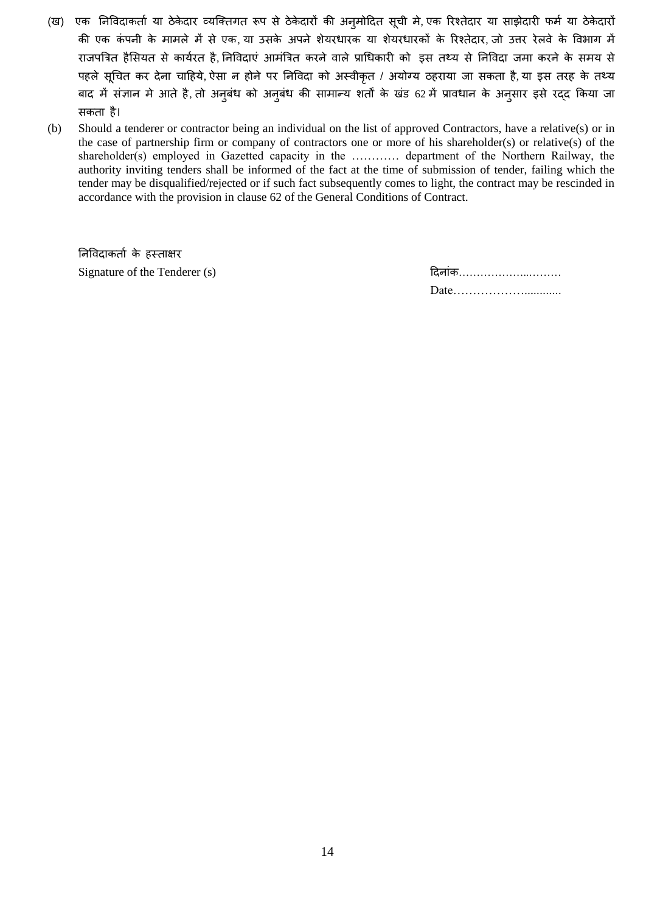(ख) एक निविदाकर्ता या ठेकेदार व्यक्तिगत रूप से ठेकेदारों की अनुमोदित सूची मे, एक रिश्तेदार या साझेदारी फर्म या ठेकेदारों की एक कंपनी के मामले में से एक, या उसके अपने शेयरधारक या शेयरधारकों के रिश्तेदार, जो उत्तर रेलवे के विभाग में राजपत्रित हैसियत से कार्यरत है, निविदाएं आमंत्रित करने वाले प्राधिकारी को इस तथ्य से निविदा जमा करने के समय से पहले सूचित कर देना चाहिये, ऐसा न होने पर निविदा को अस्वीकृत / अयोग्य ठहराया जा सकता है, या इस तरह के तथ्य बाद में संज्ञान मे आते है, तो अनुबंध को अनुबंध की सामान्य शर्तों के खंड 62 में प्रावधान के अनुसार इसे रद्द किया जा सकता है।

(b) Should a tenderer or contractor being an individual on the list of approved Contractors, have a relative(s) or in the case of partnership firm or company of contractors one or more of his shareholder(s) or relative(s) of the shareholder(s) employed in Gazetted capacity in the ………… department of the Northern Railway, the authority inviting tenders shall be informed of the fact at the time of submission of tender, failing which the tender may be disqualified/rejected or if such fact subsequently comes to light, the contract may be rescinded in accordance with the provision in clause 62 of the General Conditions of Contract.

निविदाकर्ता के हस्ताक्षर
Signature of the Tenderer (s)

दिनांक………………..………
Date………………...........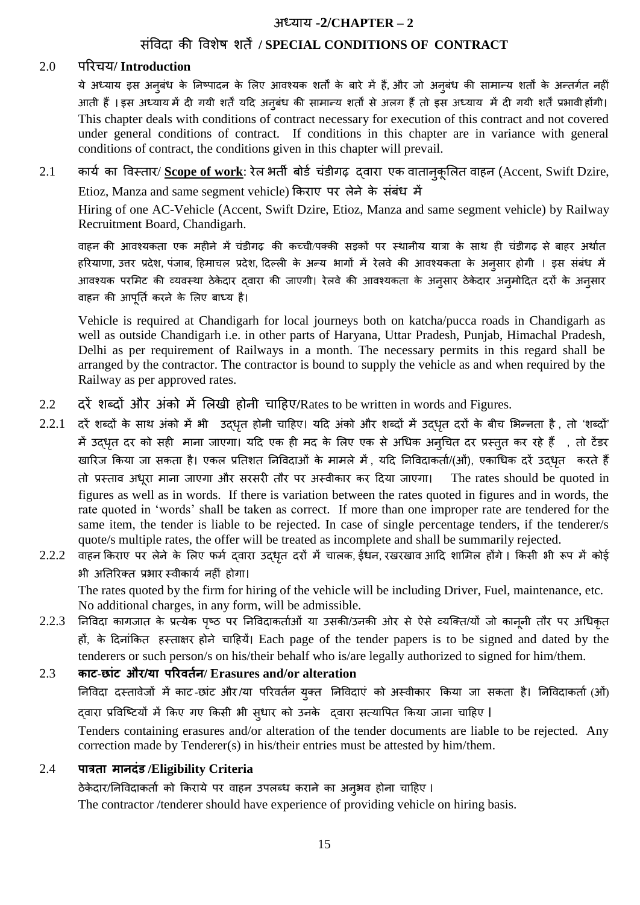# अध्याय -2/CHAPTER – 2

## संविदा की विशेष शर्तें / SPECIAL CONDITIONS OF CONTRACT

### 2.0 परिचय/ Introduction

ये अध्याय इस अनुबंध के निष्पादन के लिए आवश्यक शर्तों के बारे में हैं, और जो अनुबंध की सामान्य शर्तों के अन्तर्गत नहीं आती हैं । इस अध्याय में दी गयी शर्तें यदि अनुबंध की सामान्य शर्तों से अलग हैं तो इस अध्याय में दी गयी शर्तें प्रभावी होंगी। This chapter deals with conditions of contract necessary for execution of this contract and not covered under general conditions of contract. If conditions in this chapter are in variance with general conditions of contract, the conditions given in this chapter will prevail.

### 2.1 कार्य का विस्तार/ Scope of work: रेल भर्ती बोर्ड चंडीगढ़ द्वारा एक वातानुकूलित वाहन (Accent, Swift Dzire, Etioz, Manza and same segment vehicle) किराए पर लेने के संबंध में

Hiring of one AC-Vehicle (Accent, Swift Dzire, Etioz, Manza and same segment vehicle) by Railway Recruitment Board, Chandigarh.

वाहन की आवश्यकता एक महीने में चंडीगढ़ की कच्ची/पक्की सड़कों पर स्थानीय यात्रा के साथ ही चंडीगढ़ से बाहर अर्थात हरियाणा, उत्तर प्रदेश, पंजाब, हिमाचल प्रदेश, दिल्ली के अन्य भागों में रेलवे की आवश्यकता के अनुसार होगी । इस संबंध में आवश्यक परमिट की व्यवस्था ठेकेदार द्वारा की जाएगी। रेलवे की आवश्यकता के अनुसार ठेकेदार अनुमोदित दरों के अनुसार वाहन की आपूर्ति करने के लिए बाध्य है।

Vehicle is required at Chandigarh for local journeys both on katcha/pucca roads in Chandigarh as well as outside Chandigarh i.e. in other parts of Haryana, Uttar Pradesh, Punjab, Himachal Pradesh, Delhi as per requirement of Railways in a month. The necessary permits in this regard shall be arranged by the contractor. The contractor is bound to supply the vehicle as and when required by the Railway as per approved rates.

### 2.2 दरें शब्दों और अंको में लिखी होनी चाहिए/Rates to be written in words and Figures.

2.2.1 दरें शब्दों के साथ अंको में भी उद्धृत होनी चाहिए। यदि अंको और शब्दों में उद्धृत दरों के बीच भिन्नता है , तो 'शब्दों' में उद्धृत दर को सही माना जाएगा। यदि एक ही मद के लिए एक से अधिक अनुचित दर प्रस्तुत कर रहे हैं , तो टेंडर खारिज किया जा सकता है। एकल प्रतिशत निविदाओं के मामले में , यदि निविदाकर्ता/(ओं), एकाधिक दरें उद्धृत करते हैं तो प्रस्ताव अधूरा माना जाएगा और सरसरी तौर पर अस्वीकार कर दिया जाएगा। The rates should be quoted in figures as well as in words. If there is variation between the rates quoted in figures and in words, the rate quoted in 'words' shall be taken as correct. If more than one improper rate are tendered for the same item, the tender is liable to be rejected. In case of single percentage tenders, if the tenderer/s quote/s multiple rates, the offer will be treated as incomplete and shall be summarily rejected.

2.2.2 वाहन किराए पर लेने के लिए फर्म द्वारा उद्धृत दरों में चालक, ईंधन, रखरखाव आदि शामिल होंगे । किसी भी रूप में कोई भी अतिरिक्त प्रभार स्वीकार्य नहीं होगा।

The rates quoted by the firm for hiring of the vehicle will be including Driver, Fuel, maintenance, etc. No additional charges, in any form, will be admissible.

2.2.3 निविदा कागजात के प्रत्येक पृष्ठ पर निविदाकर्ताओं या उसकी/उनकी ओर से ऐसे व्यक्ति/यों जो कानूनी तौर पर अधिकृत हों, के दिनांकित हस्ताक्षर होने चाहियें। Each page of the tender papers is to be signed and dated by the tenderers or such person/s on his/their behalf who is/are legally authorized to signed for him/them.

### 2.3 काट-छांट और/या परिवर्तन/ Erasures and/or alteration

निविदा दस्तावेजों में काट-छांट और/या परिवर्तन युक्त निविदाएं को अस्वीकार किया जा सकता है। निविदाकर्ता (ओं) द्वारा प्रविष्टियों में किए गए किसी भी सुधार को उनके द्वारा सत्यापित किया जाना चाहिए ।

Tenders containing erasures and/or alteration of the tender documents are liable to be rejected. Any correction made by Tenderer(s) in his/their entries must be attested by him/them.

### 2.4 पात्रता मानदंड /Eligibility Criteria

ठेकेदार/निविदाकर्ता को किराये पर वाहन उपलब्ध कराने का अनुभव होना चाहिए ।

The contractor /tenderer should have experience of providing vehicle on hiring basis.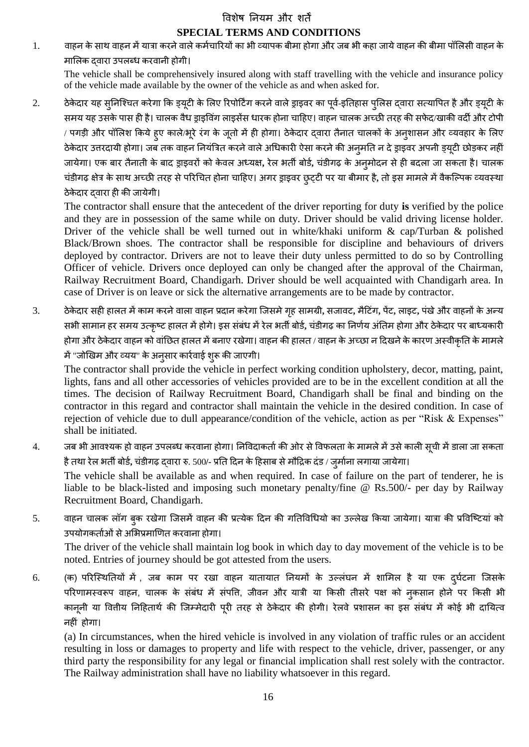# विशेष नियम और शर्तें

# SPECIAL TERMS AND CONDITIONS

1. वाहन के साथ वाहन में यात्रा करने वाले कर्मचारियों का भी व्यापक बीमा होगा और जब भी कहा जाये वाहन की बीमा पॉलिसी वाहन के मालिक द्वारा उपलब्ध करवानी होगी।

   The vehicle shall be comprehensively insured along with staff travelling with the vehicle and insurance policy of the vehicle made available by the owner of the vehicle as and when asked for.

2. ठेकेदार यह सुनिश्चित करेगा कि ड्यूटी के लिए रिपोर्टिंग करने वाले ड्राइवर का पूर्व-इतिहास पुलिस द्वारा सत्यापित है और ड्यूटी के समय यह उसके पास ही है। चालक वैध ड्राइविंग लाइसेंस धारक होना चाहिए। वाहन चालक अच्छी तरह की सफेद/खाकी वर्दी और टोपी / पगड़ी और पॉलिश किये हुए काले/भूरे रंग के जूतो में ही होगा। ठेकेदार द्वारा तैनात चालकों के अनुशासन और व्यवहार के लिए ठेकेदार उत्तरदायी होगा। जब तक वाहन नियंत्रित करने वाले अधिकारी ऐसा करने की अनुमति न दे ड्राइवर अपनी ड्यूटी छोड़कर नहीं जायेगा। एक बार तैनाती के बाद ड्राइवरों को केवल अध्यक्ष, रेल भर्ती बोर्ड, चंडीगढ़ के अनुमोदन से ही बदला जा सकता है। चालक चंडीगढ़ क्षेत्र के साथ अच्छी तरह से परिचित होना चाहिए। अगर ड्राइवर छुट्टी पर या बीमार है, तो इस मामले में वैकल्पिक व्यवस्था ठेकेदार द्वारा ही की जायेगी।

   The contractor shall ensure that the antecedent of the driver reporting for duty **is** verified by the police and they are in possession of the same while on duty. Driver should be valid driving license holder. Driver of the vehicle shall be well turned out in white/khaki uniform & cap/Turban & polished Black/Brown shoes. The contractor shall be responsible for discipline and behaviours of drivers deployed by contractor. Drivers are not to leave their duty unless permitted to do so by Controlling Officer of vehicle. Drivers once deployed can only be changed after the approval of the Chairman, Railway Recruitment Board, Chandigarh. Driver should be well acquainted with Chandigarh area. In case of Driver is on leave or sick the alternative arrangements are to be made by contractor.

3. ठेकेदार सही हालत में काम करने वाला वाहन प्रदान करेगा जिसमे गृह सामग्री, सजावट, मैटिंग, पेंट, लाइट, पंखे और वाहनों के अन्य सभी सामान हर समय उत्कृष्ट हालत में होगे। इस संबंध में रेल भर्ती बोर्ड, चंडीगढ़ का निर्णय अंतिम होगा और ठेकेदार पर बाध्यकारी होगा और ठेकेदार वाहन को वांछित हालत में बनाए रखेगा। वाहन की हालत / वाहन के अच्छा न दिखने के कारण अस्वीकृति के मामले में "जोखिम और व्यय" के अनुसार कार्रवाई शुरू की जाएगी।

   The contractor shall provide the vehicle in perfect working condition upholstery, decor, matting, paint, lights, fans and all other accessories of vehicles provided are to be in the excellent condition at all the times. The decision of Railway Recruitment Board, Chandigarh shall be final and binding on the contractor in this regard and contractor shall maintain the vehicle in the desired condition. In case of rejection of vehicle due to dull appearance/condition of the vehicle, action as per "Risk & Expenses" shall be initiated.

4. जब भी आवश्यक हो वाहन उपलब्ध करवाना होगा। निविदाकर्ता की ओर से विफलता के मामले में उसे काली सूची में डाला जा सकता है तथा रेल भर्ती बोर्ड, चंडीगढ़ द्वारा रु. 500/- प्रति दिन के हिसाब से मौद्रिक दंड / जुर्माना लगाया जायेगा।

   The vehicle shall be available as and when required. In case of failure on the part of tenderer, he is liable to be black-listed and imposing such monetary penalty/fine @ Rs.500/- per day by Railway Recruitment Board, Chandigarh.

5. वाहन चालक लॉग बुक रखेगा जिसमें वाहन की प्रत्येक दिन की गतिविधियो का उल्लेख किया जायेगा। यात्रा की प्रविष्टियां को उपयोगकर्ताओं से अभिप्रमाणित करवाना होगा।

   The driver of the vehicle shall maintain log book in which day to day movement of the vehicle is to be noted. Entries of journey should be got attested from the users.

6. (क) परिस्थितियों में , जब काम पर रखा वाहन यातायात नियमों के उल्लंघन में शामिल है या एक दुर्घटना जिसके परिणामस्वरूप वाहन, चालक के संबंध में संपत्ति, जीवन और यात्री या किसी तीसरे पक्ष को नुकसान होने पर किसी भी कानूनी या वित्तीय निहितार्थ की जिम्मेदारी पूरी तरह से ठेकेदार की होगी। रेलवे प्रशासन का इस संबंध में कोई भी दायित्व नहीं होगा।

   (a) In circumstances, when the hired vehicle is involved in any violation of traffic rules or an accident resulting in loss or damages to property and life with respect to the vehicle, driver, passenger, or any third party the responsibility for any legal or financial implication shall rest solely with the contractor. The Railway administration shall have no liability whatsoever in this regard.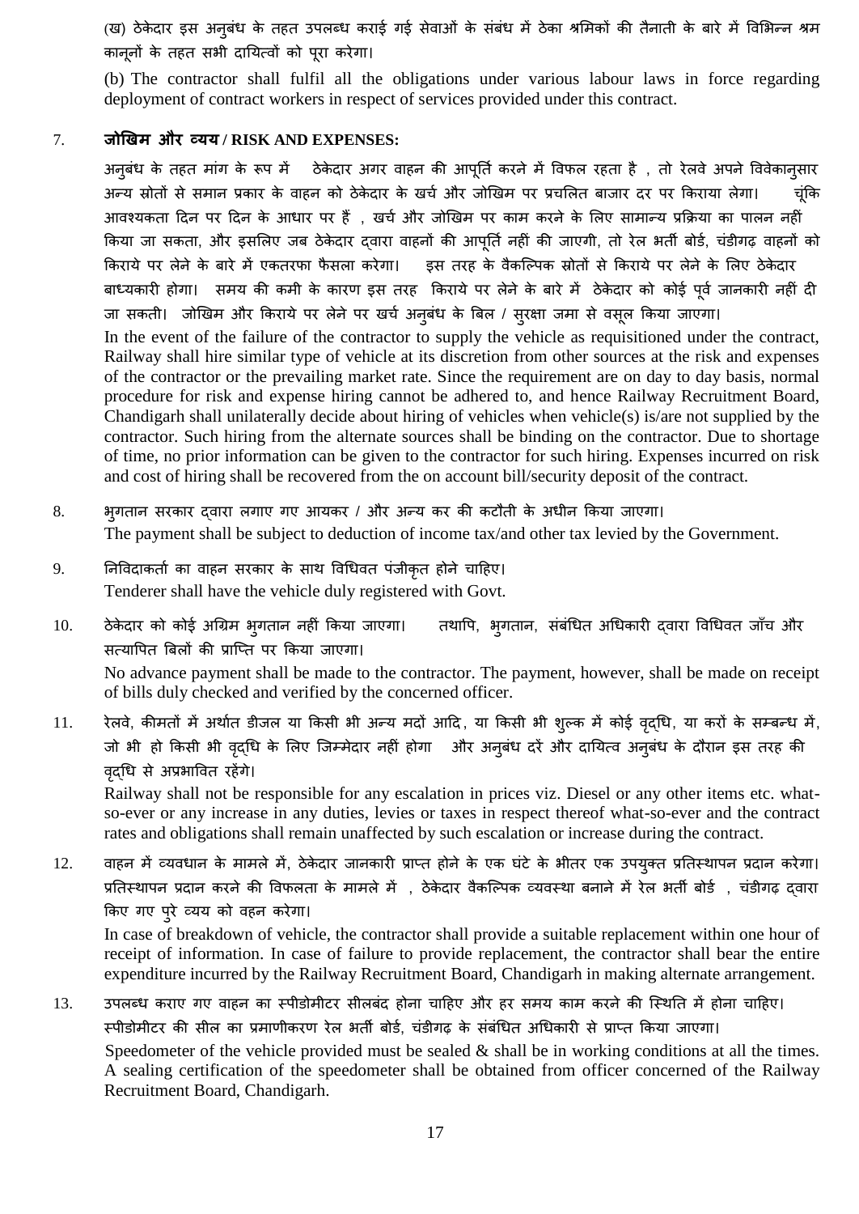(ख) ठेकेदार इस अनुबंध के तहत उपलब्ध कराई गई सेवाओं के संबंध में ठेका श्रमिकों की तैनाती के बारे में विभिन्न श्रम कानूनों के तहत सभी दायित्वों को पूरा करेगा।

(b) The contractor shall fulfil all the obligations under various labour laws in force regarding deployment of contract workers in respect of services provided under this contract.

7. **जोखिम और व्यय / RISK AND EXPENSES:**

अनुबंध के तहत मांग के रूप में ठेकेदार अगर वाहन की आपूर्ति करने में विफल रहता है , तो रेलवे अपने विवेकानुसार अन्य स्रोतों से समान प्रकार के वाहन को ठेकेदार के खर्च और जोखिम पर प्रचलित बाजार दर पर किराया लेगा। चूंकि आवश्यकता दिन पर दिन के आधार पर हैं , खर्च और जोखिम पर काम करने के लिए सामान्य प्रक्रिया का पालन नहीं किया जा सकता, और इसलिए जब ठेकेदार द्वारा वाहनों की आपूर्ति नहीं की जाएगी, तो रेल भर्ती बोर्ड, चंडीगढ़ वाहनों को किराये पर लेने के बारे में एकतरफा फैसला करेगा। इस तरह के वैकल्पिक स्रोतों से किराये पर लेने के लिए ठेकेदार बाध्यकारी होगा। समय की कमी के कारण इस तरह किराये पर लेने के बारे में ठेकेदार को कोई पूर्व जानकारी नहीं दी जा सकती। जोखिम और किराये पर लेने पर खर्च अनुबंध के बिल / सुरक्षा जमा से वसूल किया जाएगा।

In the event of the failure of the contractor to supply the vehicle as requisitioned under the contract, Railway shall hire similar type of vehicle at its discretion from other sources at the risk and expenses of the contractor or the prevailing market rate. Since the requirement are on day to day basis, normal procedure for risk and expense hiring cannot be adhered to, and hence Railway Recruitment Board, Chandigarh shall unilaterally decide about hiring of vehicles when vehicle(s) is/are not supplied by the contractor. Such hiring from the alternate sources shall be binding on the contractor. Due to shortage of time, no prior information can be given to the contractor for such hiring. Expenses incurred on risk and cost of hiring shall be recovered from the on account bill/security deposit of the contract.

8. भुगतान सरकार द्वारा लगाए गए आयकर / और अन्य कर की कटौती के अधीन किया जाएगा।
The payment shall be subject to deduction of income tax/and other tax levied by the Government.

9. निविदाकर्ता का वाहन सरकार के साथ विधिवत पंजीकृत होने चाहिए।
Tenderer shall have the vehicle duly registered with Govt.

10. ठेकेदार को कोई अग्रिम भुगतान नहीं किया जाएगा। तथापि, भुगतान, संबंधित अधिकारी द्वारा विधिवत जाँच और सत्यापित बिलों की प्राप्ति पर किया जाएगा।
No advance payment shall be made to the contractor. The payment, however, shall be made on receipt of bills duly checked and verified by the concerned officer.

11. रेलवे, कीमतों में अर्थात डीजल या किसी भी अन्य मदों आदि, या किसी भी शुल्क में कोई वृद्धि, या करों के सम्बन्ध में, जो भी हो किसी भी वृद्धि के लिए जिम्मेदार नहीं होगा और अनुबंध दरें और दायित्व अनुबंध के दौरान इस तरह की वृद्धि से अप्रभावित रहेंगे।
Railway shall not be responsible for any escalation in prices viz. Diesel or any other items etc. what-so-ever or any increase in any duties, levies or taxes in respect thereof what-so-ever and the contract rates and obligations shall remain unaffected by such escalation or increase during the contract.

12. वाहन में व्यवधान के मामले में, ठेकेदार जानकारी प्राप्त होने के एक घंटे के भीतर एक उपयुक्त प्रतिस्थापन प्रदान करेगा। प्रतिस्थापन प्रदान करने की विफलता के मामले में , ठेकेदार वैकल्पिक व्यवस्था बनाने में रेल भर्ती बोर्ड , चंडीगढ़ द्वारा किए गए पुरे व्यय को वहन करेगा।
In case of breakdown of vehicle, the contractor shall provide a suitable replacement within one hour of receipt of information. In case of failure to provide replacement, the contractor shall bear the entire expenditure incurred by the Railway Recruitment Board, Chandigarh in making alternate arrangement.

13. उपलब्ध कराए गए वाहन का स्पीडोमीटर सीलबंद होना चाहिए और हर समय काम करने की स्थिति में होना चाहिए। स्पीडोमीटर की सील का प्रमाणीकरण रेल भर्ती बोर्ड, चंडीगढ़ के संबंधित अधिकारी से प्राप्त किया जाएगा।
Speedometer of the vehicle provided must be sealed & shall be in working conditions at all the times. A sealing certification of the speedometer shall be obtained from officer concerned of the Railway Recruitment Board, Chandigarh.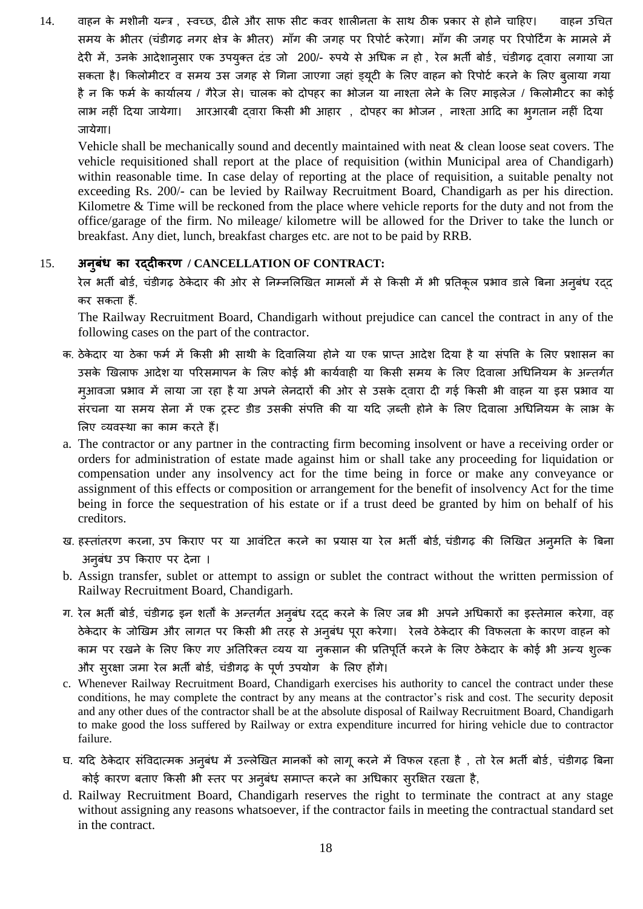14. वाहन के मशीनी यन्त्र , स्वच्छ, ढीले और साफ सीट कवर शालीनता के साथ ठीक प्रकार से होने चाहिए। वाहन उचित समय के भीतर (चंडीगढ़ नगर क्षेत्र के भीतर) माँग की जगह पर रिपोर्ट करेगा। माँग की जगह पर रिपोर्टिंग के मामले में देरी में, उनके आदेशानुसार एक उपयुक्त दंड जो 200/- रुपये से अधिक न हो , रेल भर्ती बोर्ड, चंडीगढ़ द्वारा लगाया जा सकता है। किलोमीटर व समय उस जगह से गिना जाएगा जहां ड्यूटी के लिए वाहन को रिपोर्ट करने के लिए बुलाया गया है न कि फर्म के कार्यालय / गैरेज से। चालक को दोपहर का भोजन या नाश्ता लेने के लिए माइलेज / किलोमीटर का कोई लाभ नहीं दिया जायेगा। आरआरबी द्वारा किसी भी आहार , दोपहर का भोजन , नाश्ता आदि का भुगतान नहीं दिया जायेगा।

Vehicle shall be mechanically sound and decently maintained with neat & clean loose seat covers. The vehicle requisitioned shall report at the place of requisition (within Municipal area of Chandigarh) within reasonable time. In case delay of reporting at the place of requisition, a suitable penalty not exceeding Rs. 200/- can be levied by Railway Recruitment Board, Chandigarh as per his direction. Kilometre & Time will be reckoned from the place where vehicle reports for the duty and not from the office/garage of the firm. No mileage/ kilometre will be allowed for the Driver to take the lunch or breakfast. Any diet, lunch, breakfast charges etc. are not to be paid by RRB.

15. **अनुबंध का रद्दीकरण / CANCELLATION OF CONTRACT:**

रेल भर्ती बोर्ड, चंडीगढ़ ठेकेदार की ओर से निम्नलिखित मामलों में से किसी में भी प्रतिकूल प्रभाव डाले बिना अनुबंध रद्द कर सकता हैं.

The Railway Recruitment Board, Chandigarh without prejudice can cancel the contract in any of the following cases on the part of the contractor.

क. ठेकेदार या ठेका फर्म में किसी भी साथी के दिवालिया होने या एक प्राप्त आदेश दिया है या संपत्ति के लिए प्रशासन का उसके खिलाफ आदेश या परिसमापन के लिए कोई भी कार्यवाही या किसी समय के लिए दिवाला अधिनियम के अन्तर्गत मुआवजा प्रभाव में लाया जा रहा है या अपने लेनदारों की ओर से उसके द्वारा दी गई किसी भी वाहन या इस प्रभाव या संरचना या समय सेना में एक ट्रस्ट डीड उसकी संपत्ति की या यदि ज़ब्ती होने के लिए दिवाला अधिनियम के लाभ के लिए व्यवस्था का काम करते हैं।

a. The contractor or any partner in the contracting firm becoming insolvent or have a receiving order or orders for administration of estate made against him or shall take any proceeding for liquidation or compensation under any insolvency act for the time being in force or make any conveyance or assignment of this effects or composition or arrangement for the benefit of insolvency Act for the time being in force the sequestration of his estate or if a trust deed be granted by him on behalf of his creditors.

ख. हस्तांतरण करना, उप किराए पर या आवंटित करने का प्रयास या रेल भर्ती बोर्ड, चंडीगढ़ की लिखित अनुमति के बिना अनुबंध उप किराए पर देना ।

b. Assign transfer, sublet or attempt to assign or sublet the contract without the written permission of Railway Recruitment Board, Chandigarh.

ग. रेल भर्ती बोर्ड, चंडीगढ़ इन शर्तों के अन्तर्गत अनुबंध रद्द करने के लिए जब भी अपने अधिकारों का इस्तेमाल करेगा, वह ठेकेदार के जोखिम और लागत पर किसी भी तरह से अनुबंध पूरा करेगा। रेलवे ठेकेदार की विफलता के कारण वाहन को काम पर रखने के लिए किए गए अतिरिक्त व्यय या नुकसान की प्रतिपूर्ति करने के लिए ठेकेदार के कोई भी अन्य शुल्क और सुरक्षा जमा रेल भर्ती बोर्ड, चंडीगढ़ के पूर्ण उपयोग के लिए होंगे।

c. Whenever Railway Recruitment Board, Chandigarh exercises his authority to cancel the contract under these conditions, he may complete the contract by any means at the contractor's risk and cost. The security deposit and any other dues of the contractor shall be at the absolute disposal of Railway Recruitment Board, Chandigarh to make good the loss suffered by Railway or extra expenditure incurred for hiring vehicle due to contractor failure.

घ. यदि ठेकेदार संविदात्मक अनुबंध में उल्लेखित मानकों को लागू करने में विफल रहता है , तो रेल भर्ती बोर्ड, चंडीगढ़ बिना कोई कारण बताए किसी भी स्तर पर अनुबंध समाप्त करने का अधिकार सुरक्षित रखता है,

d. Railway Recruitment Board, Chandigarh reserves the right to terminate the contract at any stage without assigning any reasons whatsoever, if the contractor fails in meeting the contractual standard set in the contract.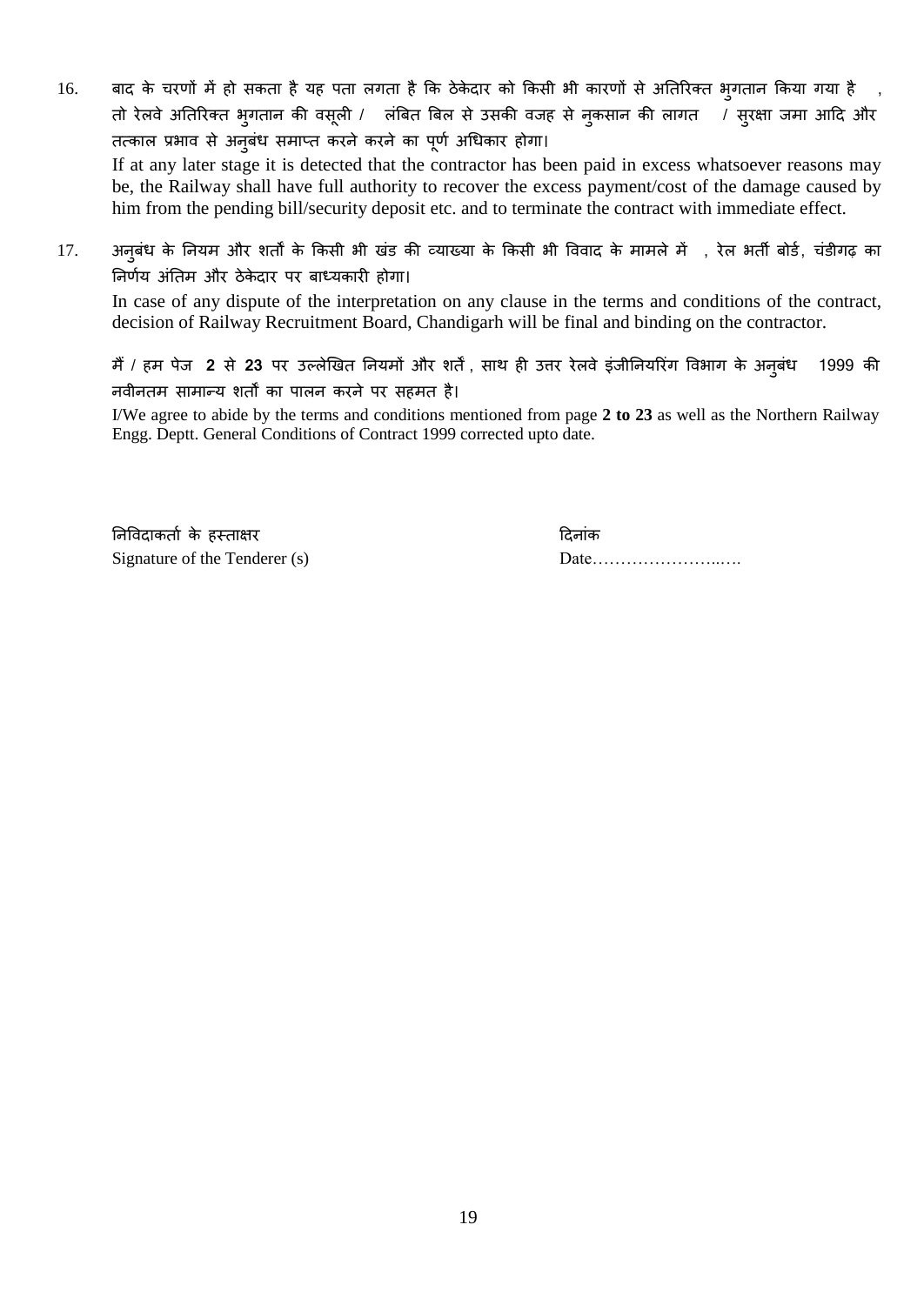16. बाद के चरणों में हो सकता है यह पता लगता है कि ठेकेदार को किसी भी कारणों से अतिरिक्त भुगतान किया गया है , तो रेलवे अतिरिक्त भुगतान की वसूली / लंबित बिल से उसकी वजह से नुकसान की लागत / सुरक्षा जमा आदि और तत्काल प्रभाव से अनुबंध समाप्त करने करने का पूर्ण अधिकार होगा।

    If at any later stage it is detected that the contractor has been paid in excess whatsoever reasons may be, the Railway shall have full authority to recover the excess payment/cost of the damage caused by him from the pending bill/security deposit etc. and to terminate the contract with immediate effect.

17. अनुबंध के नियम और शर्तों के किसी भी खंड की व्याख्या के किसी भी विवाद के मामले में , रेल भर्ती बोर्ड, चंडीगढ़ का निर्णय अंतिम और ठेकेदार पर बाध्यकारी होगा।

    In case of any dispute of the interpretation on any clause in the terms and conditions of the contract, decision of Railway Recruitment Board, Chandigarh will be final and binding on the contractor.

मैं / हम पेज **2** से **23** पर उल्लेखित नियमों और शर्तें , साथ ही उत्तर रेलवे इंजीनियरिंग विभाग के अनुबंध 1999 की नवीनतम सामान्य शर्तों का पालन करने पर सहमत है।

I/We agree to abide by the terms and conditions mentioned from page **2 to 23** as well as the Northern Railway Engg. Deptt. General Conditions of Contract 1999 corrected upto date.

निविदाकर्ता के हस्ताक्षर
Signature of the Tenderer (s)

दिनांक
Date…………………..….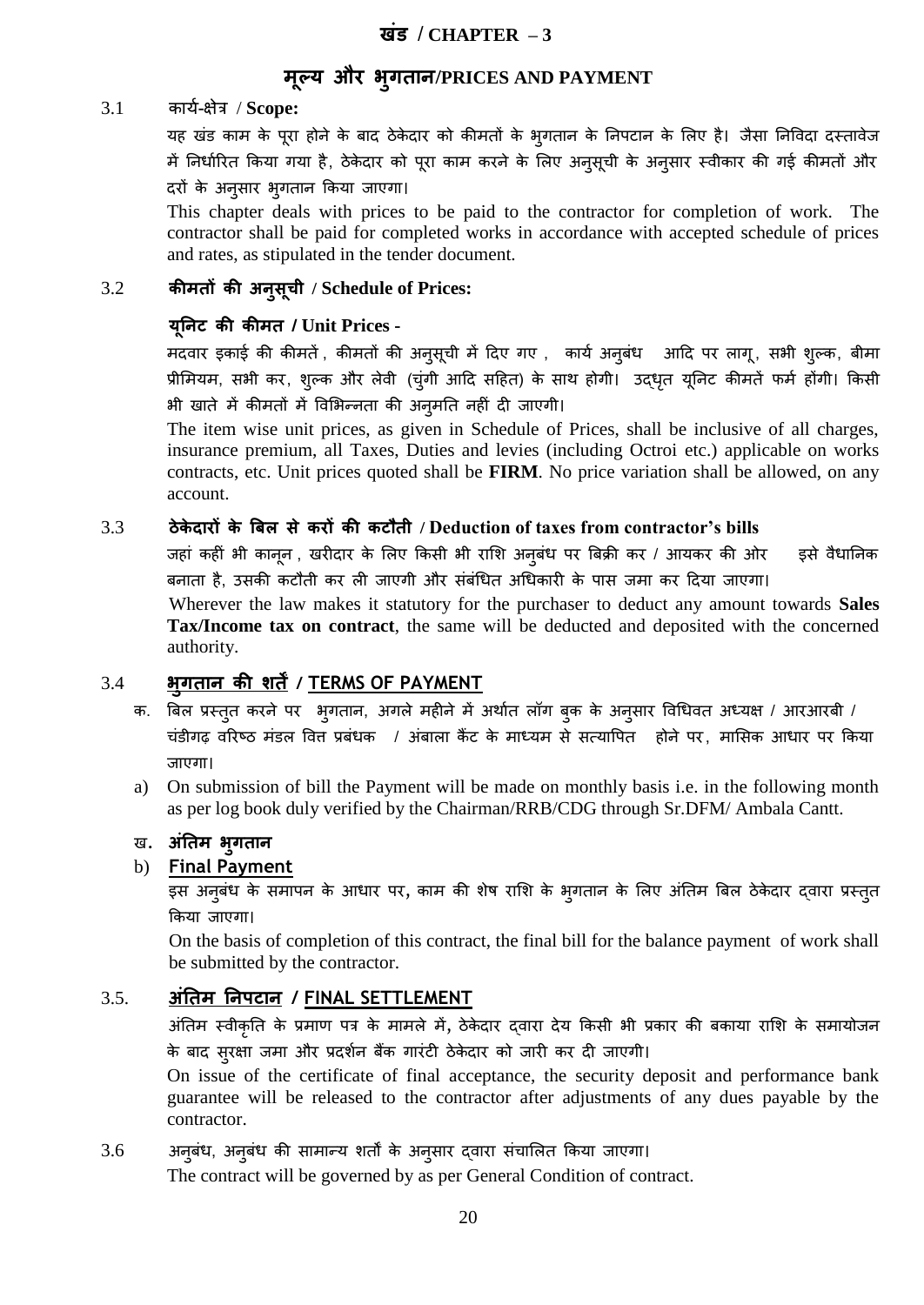# खंड / CHAPTER – 3

## मूल्य और भुगतान/PRICES AND PAYMENT

3.1 कार्य-क्षेत्र / **Scope:**

यह खंड काम के पूरा होने के बाद ठेकेदार को कीमतों के भुगतान के निपटान के लिए है। जैसा निविदा दस्तावेज में निर्धारित किया गया है, ठेकेदार को पूरा काम करने के लिए अनुसूची के अनुसार स्वीकार की गई कीमतों और दरों के अनुसार भुगतान किया जाएगा।

This chapter deals with prices to be paid to the contractor for completion of work. The contractor shall be paid for completed works in accordance with accepted schedule of prices and rates, as stipulated in the tender document.

3.2 **कीमतों की अनुसूची / Schedule of Prices:**

**यूनिट की कीमत / Unit Prices -**

मदवार इकाई की कीमतें, कीमतों की अनुसूची में दिए गए, कार्य अनुबंध आदि पर लागू, सभी शुल्क, बीमा प्रीमियम, सभी कर, शुल्क और लेवी (चुंगी आदि सहित) के साथ होगी। उद्धृत यूनिट कीमतें फर्म होंगी। किसी भी खाते में कीमतों में विभिन्नता की अनुमति नहीं दी जाएगी।

The item wise unit prices, as given in Schedule of Prices, shall be inclusive of all charges, insurance premium, all Taxes, Duties and levies (including Octroi etc.) applicable on works contracts, etc. Unit prices quoted shall be **FIRM**. No price variation shall be allowed, on any account.

3.3 **ठेकेदारों के बिल से करों की कटौती / Deduction of taxes from contractor's bills**

जहां कहीं भी कानून, खरीदार के लिए किसी भी राशि अनुबंध पर बिक्री कर / आयकर की ओर इसे वैधानिक बनाता है, उसकी कटौती कर ली जाएगी और संबंधित अधिकारी के पास जमा कर दिया जाएगा।

Wherever the law makes it statutory for the purchaser to deduct any amount towards **Sales Tax/Income tax on contract**, the same will be deducted and deposited with the concerned authority.

3.4 **<u>भुगतान की शर्तें</u> / <u>TERMS OF PAYMENT</u>**

क. बिल प्रस्तुत करने पर भुगतान, अगले महीने में अर्थात लॉग बुक के अनुसार विधिवत अध्यक्ष / आरआरबी / चंडीगढ़ वरिष्ठ मंडल वित्त प्रबंधक / अंबाला कैंट के माध्यम से सत्यापित होने पर, मासिक आधार पर किया जाएगा।

a) On submission of bill the Payment will be made on monthly basis i.e. in the following month as per log book duly verified by the Chairman/RRB/CDG through Sr.DFM/ Ambala Cantt.

ख. **अंतिम भुगतान**

b) **<u>Final Payment</u>**

इस अनुबंध के समापन के आधार पर, काम की शेष राशि के भुगतान के लिए अंतिम बिल ठेकेदार द्वारा प्रस्तुत किया जाएगा।

On the basis of completion of this contract, the final bill for the balance payment of work shall be submitted by the contractor.

3.5. **<u>अंतिम निपटान</u> / <u>FINAL SETTLEMENT</u>**

अंतिम स्वीकृति के प्रमाण पत्र के मामले में, ठेकेदार द्वारा देय किसी भी प्रकार की बकाया राशि के समायोजन के बाद सुरक्षा जमा और प्रदर्शन बैंक गारंटी ठेकेदार को जारी कर दी जाएगी।

On issue of the certificate of final acceptance, the security deposit and performance bank guarantee will be released to the contractor after adjustments of any dues payable by the contractor.

3.6 अनुबंध, अनुबंध की सामान्य शर्तों के अनुसार द्वारा संचालित किया जाएगा।

The contract will be governed by as per General Condition of contract.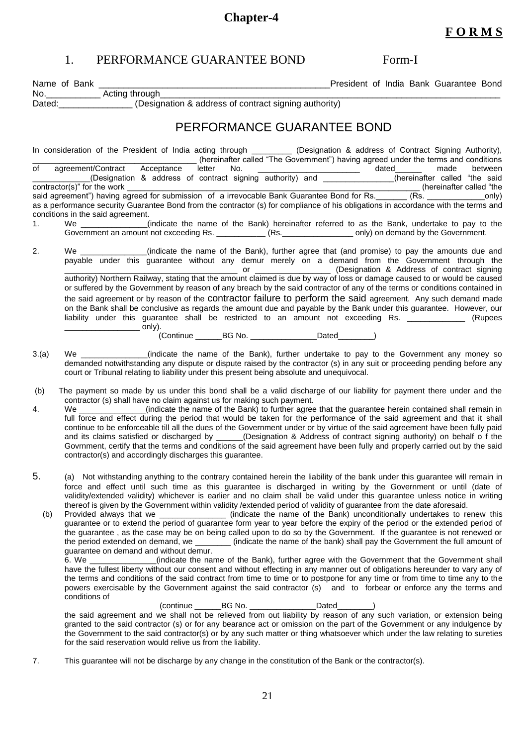# Chapter-4

**F O R M S**

## 1. PERFORMANCE GUARANTEE BOND Form-I

Name of Bank ______________________________________________President of India Bank Guarantee Bond No.___________ Acting through___________________________________________________________________________
Dated:_______________ (Designation & address of contract signing authority)

## PERFORMANCE GUARANTEE BOND

In consideration of the President of India acting through _________ (Designation & address of Contract Signing Authority), __________________________________ (hereinafter called "The Government") having agreed under the terms and conditions of agreement/Contract Acceptance letter No. _______________________ dated______ made between _____________(Designation & address of contract signing authority) and ________________(hereinafter called "the said contractor(s)" for the work ____________________________________________________________________ (hereinafter called "the said agreement") having agreed for submission of a irrevocable Bank Guarantee Bond for Rs._______ (Rs. _____________only) as a performance security Guarantee Bond from the contractor (s) for compliance of his obligations in accordance with the terms and conditions in the said agreement.

1. We _______________(indicate the name of the Bank) hereinafter referred to as the Bank, undertake to pay to the Government an amount not exceeding Rs. ___________ (Rs.________________ only) on demand by the Government.

2. We _______________(indicate the name of the Bank), further agree that (and promise) to pay the amounts due and payable under this guarantee without any demur merely on a demand from the Government through the ______________________________________ or _________________ (Designation & Address of contract signing authority) Northern Railway, stating that the amount claimed is due by way of loss or damage caused to or would be caused or suffered by the Government by reason of any breach by the said contractor of any of the terms or conditions contained in the said agreement or by reason of the contractor failure to perform the said agreement. Any such demand made on the Bank shall be conclusive as regards the amount due and payable by the Bank under this guarantee. However, our liability under this guarantee shall be restricted to an amount not exceeding Rs. _____________ (Rupees _________________ only).

(Continue ______BG No. _______________Dated________)

3.(a) We _______________(indicate the name of the Bank), further undertake to pay to the Government any money so demanded notwithstanding any dispute or dispute raised by the contractor (s) in any suit or proceeding pending before any court or Tribunal relating to liability under this present being absolute and unequivocal.

(b) The payment so made by us under this bond shall be a valid discharge of our liability for payment there under and the contractor (s) shall have no claim against us for making such payment.

4. We _______________(indicate the name of the Bank) to further agree that the guarantee herein contained shall remain in full force and effect during the period that would be taken for the performance of the said agreement and that it shall continue to be enforceable till all the dues of the Government under or by virtue of the said agreement have been fully paid and its claims satisfied or discharged by ______(Designation & Address of contract signing authority) on behalf o f the Govrnment, certify that the terms and conditions of the said agreement have been fully and properly carried out by the said contractor(s) and accordingly discharges this guarantee.

5. (a) Not withstanding anything to the contrary contained herein the liability of the bank under this guarantee will remain in force and effect until such time as this guarantee is discharged in writing by the Government or until (date of validity/extended validity) whichever is earlier and no claim shall be valid under this guarantee unless notice in writing thereof is given by the Government within validity /extended period of validity of guarantee from the date aforesaid.

(b) Provided always that we _______________ (indicate the name of the Bank) unconditionally undertakes to renew this guarantee or to extend the period of guarantee form year to year before the expiry of the period or the extended period of the guarantee , as the case may be on being called upon to do so by the Government. If the guarantee is not renewed or the period extended on demand, we ________ (indicate the name of the bank) shall pay the Government the full amount of guarantee on demand and without demur.

6. We _______________(indicate the name of the Bank), further agree with the Government that the Government shall have the fullest liberty without our consent and without effecting in any manner out of obligations hereunder to vary any of the terms and conditions of the said contract from time to time or to postpone for any time or from time to time any to the powers exercisable by the Government against the said contractor (s) and to forbear or enforce any the terms and conditions of

(continue ______BG No. _______________Dated________)

the said agreement and we shall not be relieved from out liability by reason of any such variation, or extension being granted to the said contractor (s) or for any bearance act or omission on the part of the Government or any indulgence by the Government to the said contractor(s) or by any such matter or thing whatsoever which under the law relating to sureties for the said reservation would relive us from the liability.

7. This guarantee will not be discharge by any change in the constitution of the Bank or the contractor(s).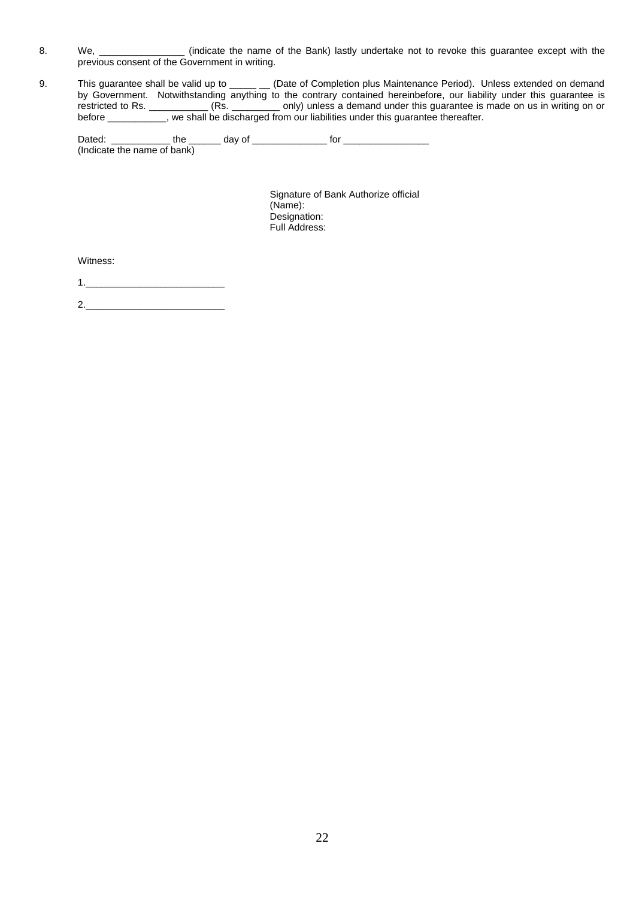8. We, _______________ (indicate the name of the Bank) lastly undertake not to revoke this guarantee except with the previous consent of the Government in writing.

9. This guarantee shall be valid up to _____ __ (Date of Completion plus Maintenance Period). Unless extended on demand by Government. Notwithstanding anything to the contrary contained hereinbefore, our liability under this guarantee is restricted to Rs. ___________ (Rs. _________ only) unless a demand under this guarantee is made on us in writing on or before ___________, we shall be discharged from our liabilities under this guarantee thereafter.

   Dated: ___________ the ______ day of ______________ for ________________
   (Indicate the name of bank)

Signature of Bank Authorize official
(Name):
Designation:
Full Address:

Witness:

1.__________________________

2.__________________________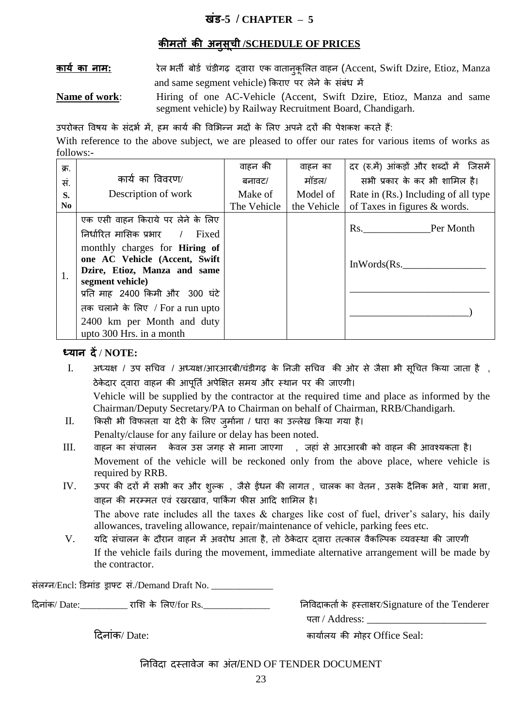# खंड-5 / CHAPTER – 5

## कीमतों की अनुसूची /SCHEDULE OF PRICES

**कार्य का नाम:** रेल भर्ती बोर्ड चंडीगढ़ द्वारा एक वातानुकूलित वाहन (Accent, Swift Dzire, Etioz, Manza and same segment vehicle) किराए पर लेने के संबंध में

**Name of work**: Hiring of one AC-Vehicle (Accent, Swift Dzire, Etioz, Manza and same segment vehicle) by Railway Recruitment Board, Chandigarh.

उपरोक्त विषय के संदर्भ में, हम कार्य की विभिन्न मदों के लिए अपने दरों की पेशकश करते हैं:

With reference to the above subject, we are pleased to offer our rates for various items of works as follows:-

| क्र. सं. S. No | कार्य का विवरण/ Description of work | वाहन की बनावट/ Make of The Vehicle | वाहन का मॉडल/ Model of the Vehicle | दर (रु.में) आंकड़ों और शब्दों में जिसमें सभी प्रकार के कर भी शामिल है। Rate in (Rs.) Including of all type of Taxes in figures & words. |
|---|---|---|---|---|
| 1. | एक एसी वाहन किराये पर लेने के लिए निर्धारित मासिक प्रभार / Fixed monthly charges for **Hiring of one AC Vehicle (Accent, Swift Dzire, Etioz, Manza and same segment vehicle)** प्रति माह 2400 किमी और 300 घंटे तक चलाने के लिए / For a run upto 2400 km per Month and duty upto 300 Hrs. in a month | | | Rs.______________Per Month<br><br>InWords(Rs.________________<br>____________________________<br>________________________) |

**ध्यान दें / NOTE:**

I. अध्यक्ष / उप सचिव / अध्यक्ष/आरआरबी/चंडीगढ़ के निजी सचिव की ओर से जैसा भी सूचित किया जाता है , ठेकेदार द्वारा वाहन की आपूर्ति अपेक्षित समय और स्थान पर की जाएगी।
Vehicle will be supplied by the contractor at the required time and place as informed by the Chairman/Deputy Secretary/PA to Chairman on behalf of Chairman, RRB/Chandigarh.

II. किसी भी विफलता या देरी के लिए जुर्माना / धारा का उल्लेख किया गया है।
Penalty/clause for any failure or delay has been noted.

III. वाहन का संचालन केवल उस जगह से माना जाएगा , जहां से आरआरबी को वाहन की आवश्यकता है।
Movement of the vehicle will be reckoned only from the above place, where vehicle is required by RRB.

IV. ऊपर की दरों में सभी कर और शुल्क , जैसे ईंधन की लागत , चालक का वेतन , उसके दैनिक भत्ते , यात्रा भत्ता, वाहन की मरम्मत एवं रखरखाव, पार्किंग फीस आदि शामिल है।
The above rate includes all the taxes & charges like cost of fuel, driver's salary, his daily allowances, traveling allowance, repair/maintenance of vehicle, parking fees etc.

V. यदि संचालन के दौरान वाहन में अवरोध आता है, तो ठेकेदार द्वारा तत्काल वैकल्पिक व्यवस्था की जाएगी
If the vehicle fails during the movement, immediate alternative arrangement will be made by the contractor.

संलग्न/Encl: डिमांड ड्राफ्ट सं./Demand Draft No. _____________

दिनांक/ Date:__________ राशि के लिए/for Rs.______________

निविदाकर्ता के हस्ताक्षर/Signature of the Tenderer

पता / Address: ________________________

दिनांक/ Date:

कार्यालय की मोहर Office Seal:

निविदा दस्तावेज का अंत/END OF TENDER DOCUMENT